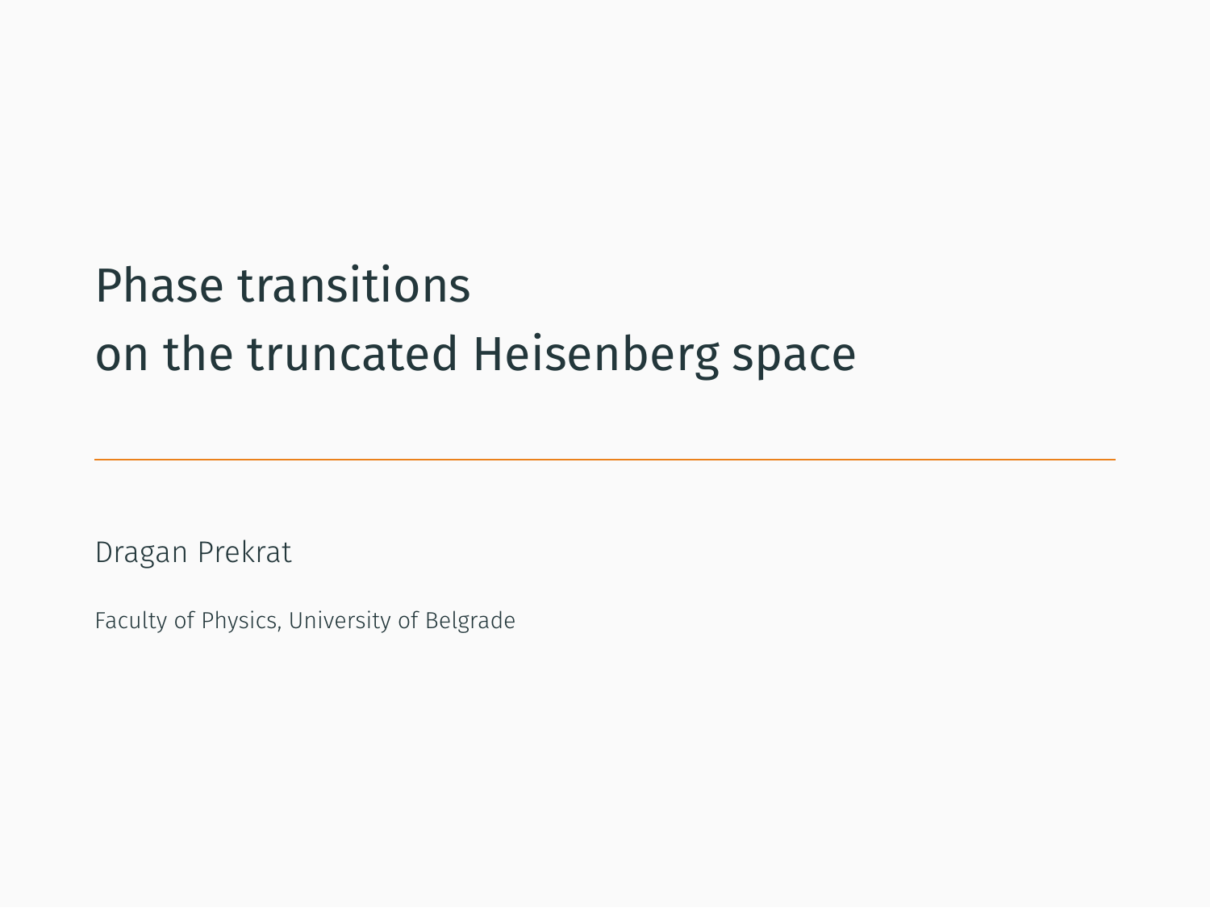# Phase transitions on the truncated Heisenberg space

Dragan Prekrat

Faculty of Physics, University of Belgrade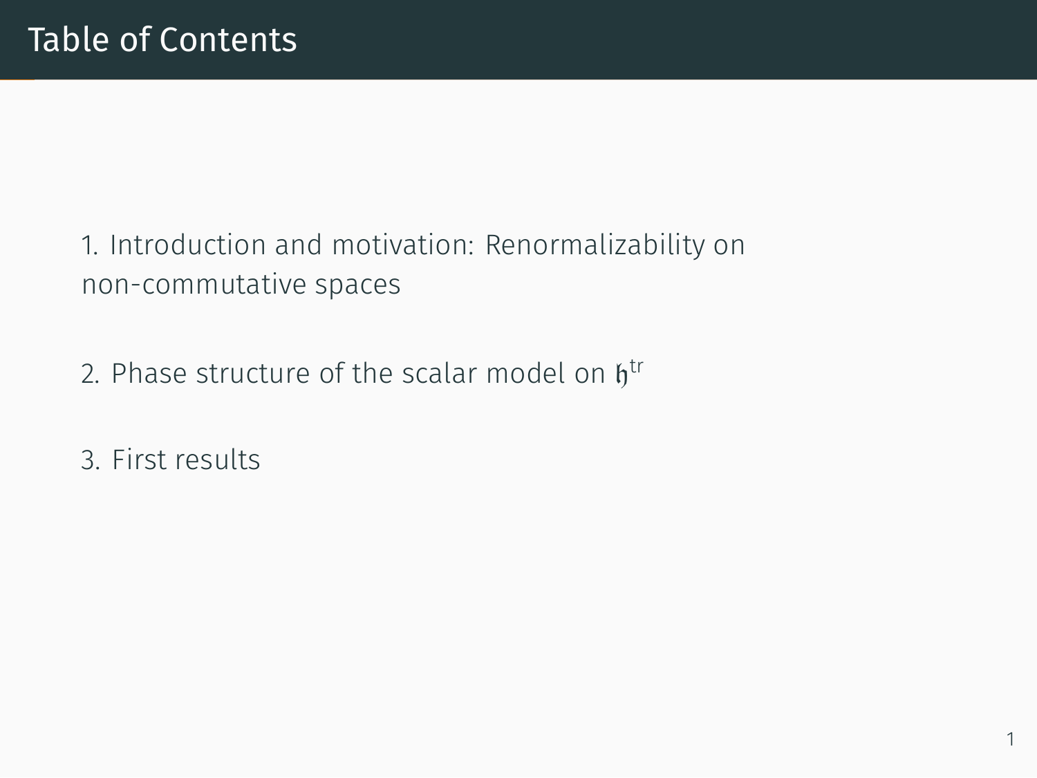# Table of Contents

1. Introduction and motivation: Renormalizability on non-commutative spaces
2. Phase structure of the scalar model on $\mathfrak{h}^{\mathrm{tr}}$
3. First results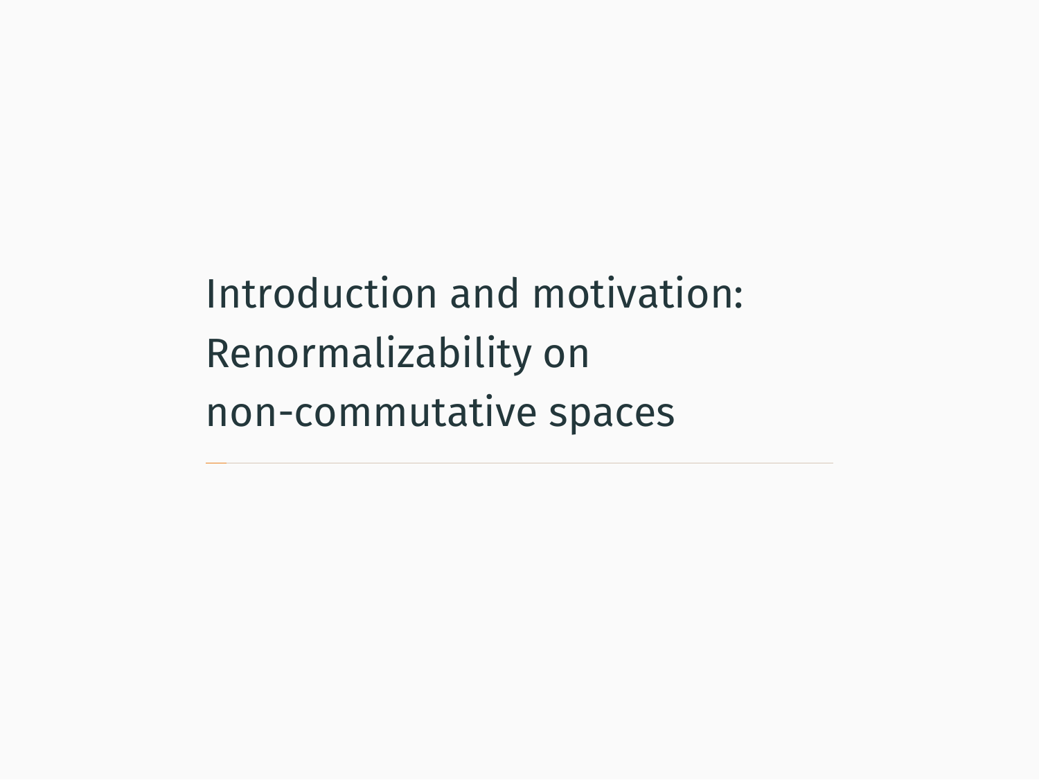# Introduction and motivation: Renormalizability on non-commutative spaces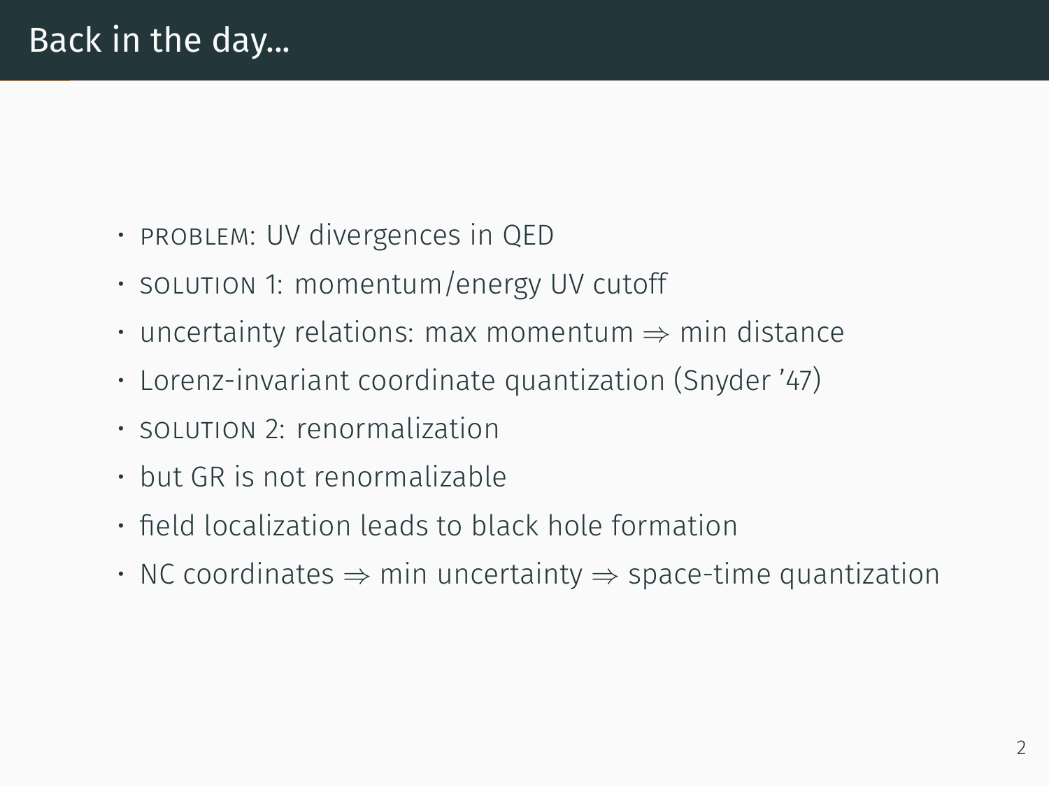# Back in the day...

- PROBLEM: UV divergences in QED
- SOLUTION 1: momentum/energy UV cutoff
- uncertainty relations: max momentum $\Rightarrow$ min distance
- Lorenz-invariant coordinate quantization (Snyder '47)
- SOLUTION 2: renormalization
- but GR is not renormalizable
- field localization leads to black hole formation
- NC coordinates $\Rightarrow$ min uncertainty $\Rightarrow$ space-time quantization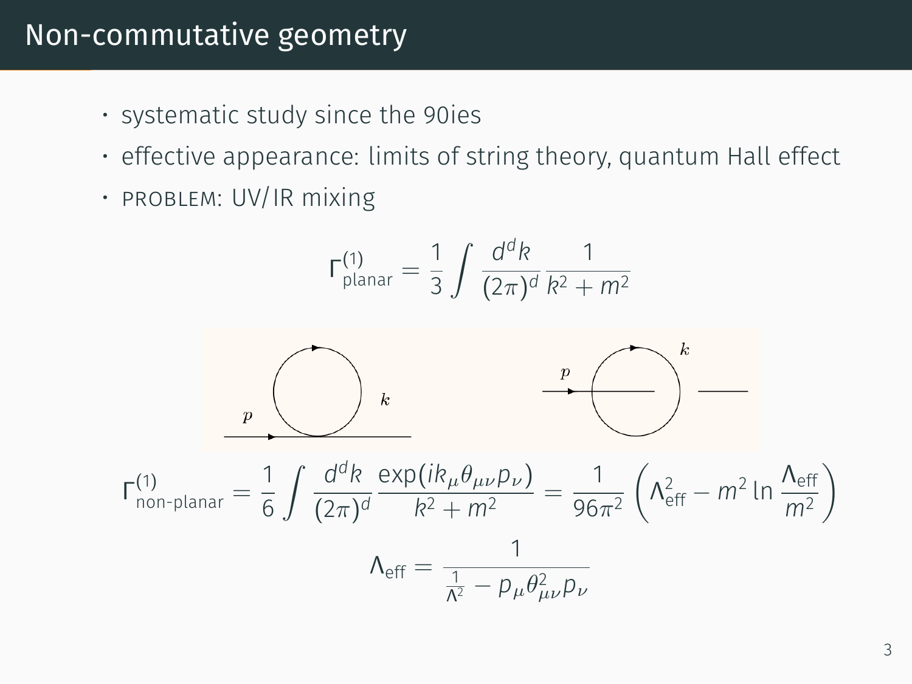# Non-commutative geometry

- systematic study since the 90ies
- effective appearance: limits of string theory, quantum Hall effect
- PROBLEM: UV/IR mixing

$$\Gamma^{(1)}_{\text{planar}} = \frac{1}{3} \int \frac{d^d k}{(2\pi)^d} \frac{1}{k^2 + m^2}$$

$$\Gamma^{(1)}_{\text{non-planar}} = \frac{1}{6} \int \frac{d^d k}{(2\pi)^d} \frac{\exp(i k_\mu \theta_{\mu\nu} p_\nu)}{k^2 + m^2} = \frac{1}{96\pi^2} \left( \Lambda_{\text{eff}}^2 - m^2 \ln \frac{\Lambda_{\text{eff}}}{m^2} \right)$$

$$\Lambda_{\text{eff}} = \frac{1}{\frac{1}{\Lambda^2} - p_\mu \theta^2_{\mu\nu} p_\nu}$$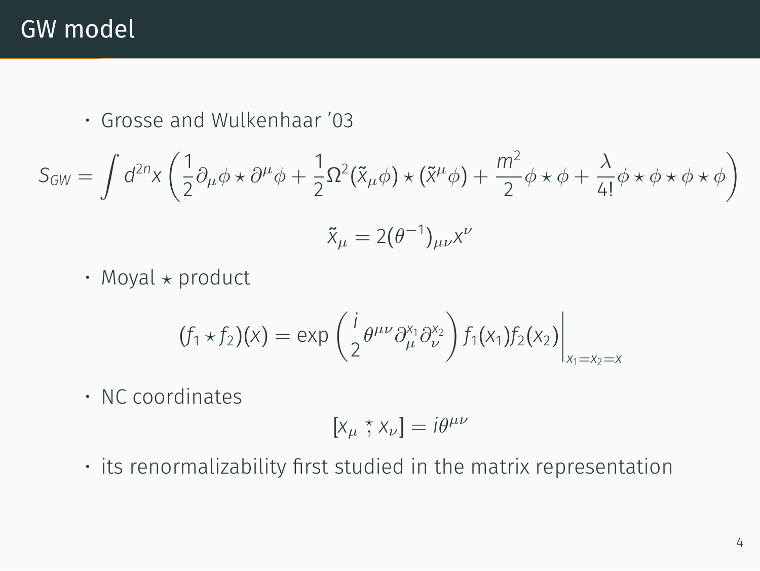# GW model

- Grosse and Wulkenhaar '03

$$S_{GW} = \int d^{2n}x \left( \frac{1}{2}\partial_\mu \phi \star \partial^\mu \phi + \frac{1}{2}\Omega^2 (\tilde{x}_\mu \phi) \star (\tilde{x}^\mu \phi) + \frac{m^2}{2}\phi \star \phi + \frac{\lambda}{4!}\phi \star \phi \star \phi \star \phi \right)$$

$$\tilde{x}_\mu = 2(\theta^{-1})_{\mu\nu} x^\nu$$

- Moyal $\star$ product

$$(f_1 \star f_2)(x) = \exp\left( \frac{i}{2}\theta^{\mu\nu}\partial_\mu^{x_1}\partial_\nu^{x_2} \right) f_1(x_1) f_2(x_2) \Big|_{x_1 = x_2 = x}$$

- NC coordinates

$$[x_\mu \stackrel{\star}{,} x_\nu] = i\theta^{\mu\nu}$$

- its renormalizability first studied in the matrix representation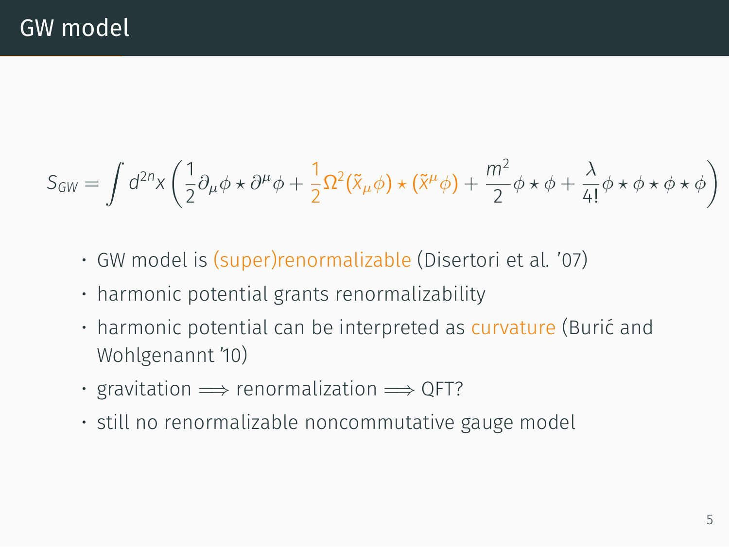# GW model

$$S_{GW} = \int d^{2n}x \left( \frac{1}{2}\partial_\mu \phi \star \partial^\mu \phi + \frac{1}{2}\Omega^2 (\tilde{x}_\mu \phi) \star (\tilde{x}^\mu \phi) + \frac{m^2}{2}\phi \star \phi + \frac{\lambda}{4!}\phi \star \phi \star \phi \star \phi \right)$$

- GW model is (super)renormalizable (Disertori et al. '07)
- harmonic potential grants renormalizability
- harmonic potential can be interpreted as curvature (Burić and Wohlgenannt '10)
- gravitation $\implies$ renormalization $\implies$ QFT?
- still no renormalizable noncommutative gauge model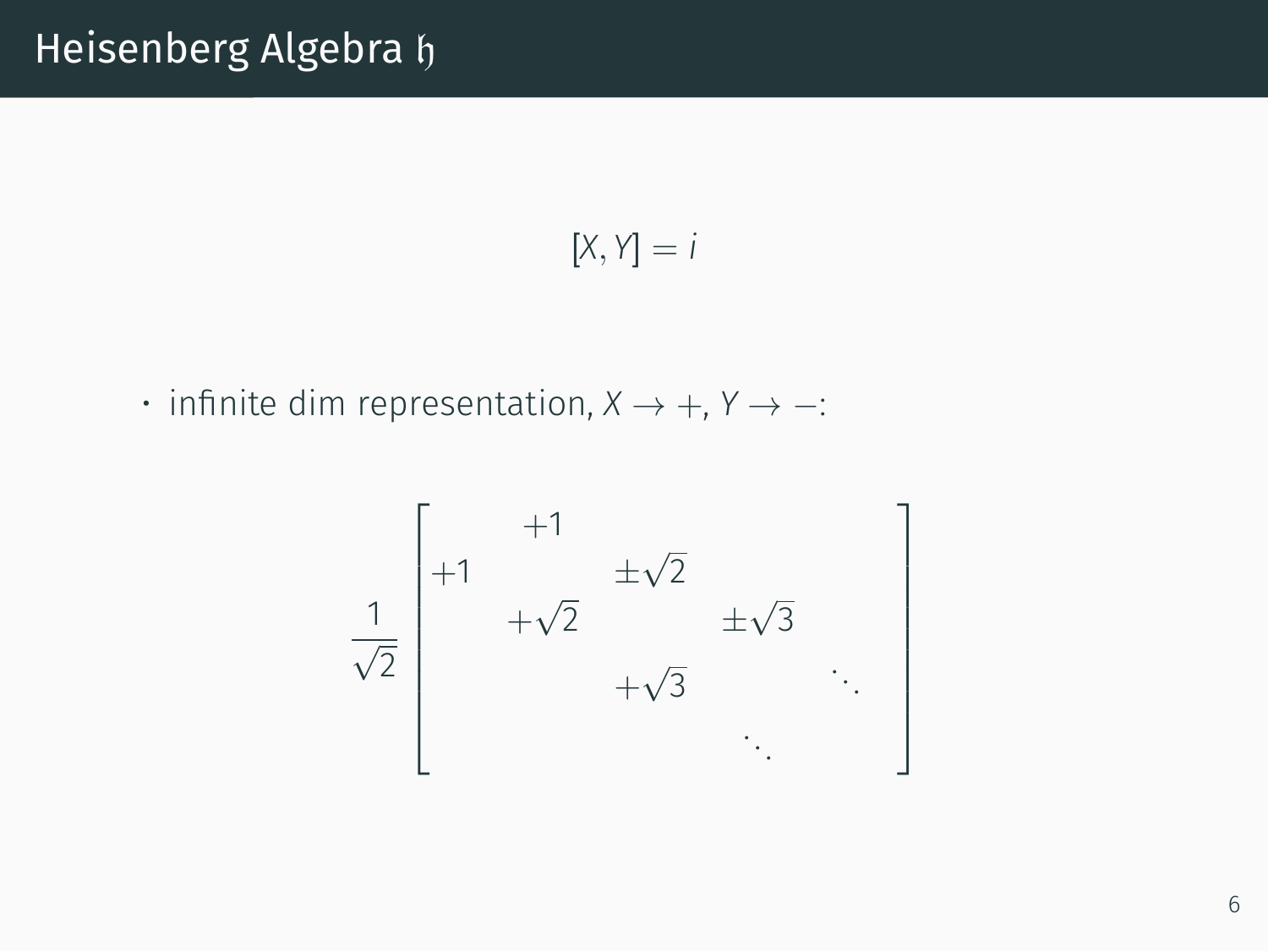# Heisenberg Algebra $\mathfrak{h}$

$$[X, Y] = i$$

- infinite dim representation, $X \to +$, $Y \to -$:

$$\frac{1}{\sqrt{2}}\begin{bmatrix} & +1 & & & \\ +1 & & \pm\sqrt{2} & & \\ & +\sqrt{2} & & \pm\sqrt{3} & \\ & & +\sqrt{3} & & \ddots \\ & & & \ddots & \end{bmatrix}$$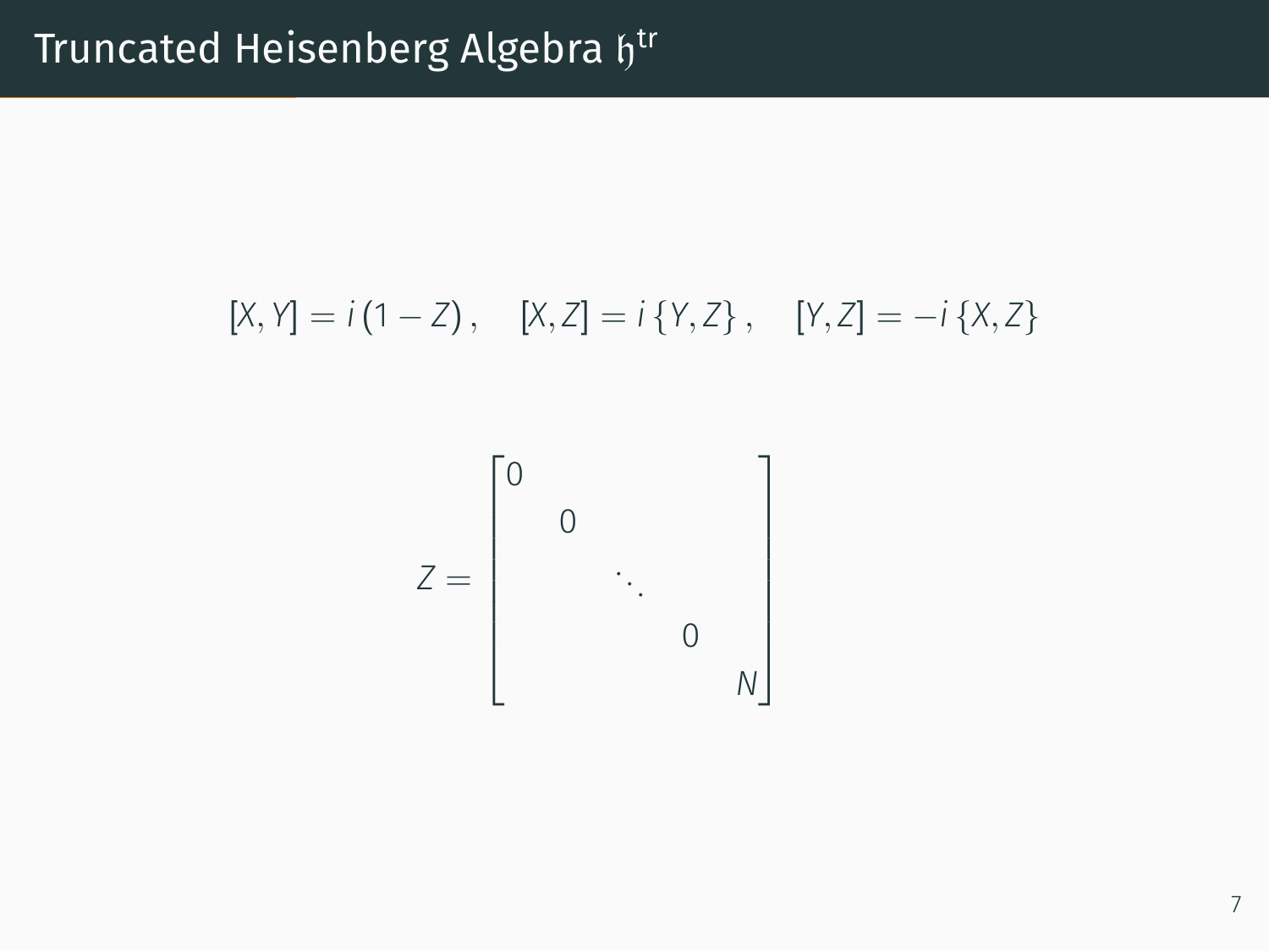# Truncated Heisenberg Algebra $\mathfrak{h}^{\text{tr}}$

$$[X, Y] = i\,(1 - Z)\,, \quad [X, Z] = i\,\{Y, Z\}\,, \quad [Y, Z] = -i\,\{X, Z\}$$

$$Z = \begin{bmatrix} 0 & & & & \\ & 0 & & & \\ & & \ddots & & \\ & & & 0 & \\ & & & & N \end{bmatrix}$$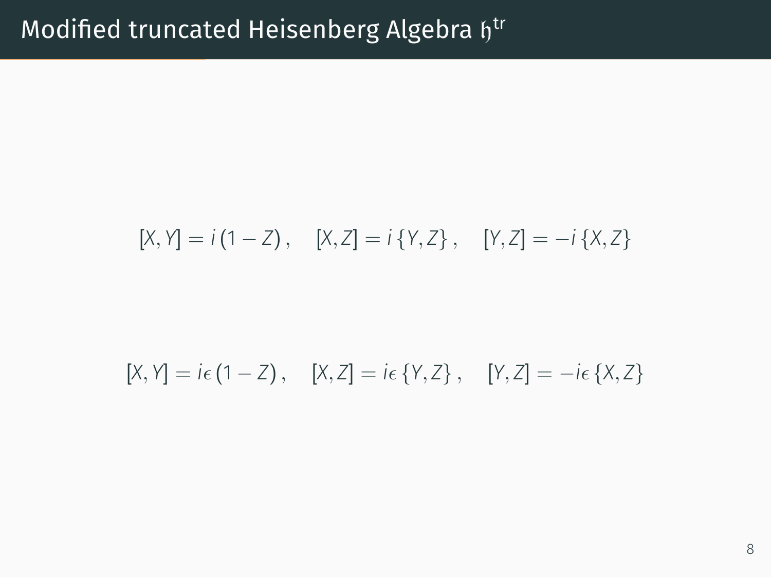# Modified truncated Heisenberg Algebra $\mathfrak{h}^{\text{tr}}$

$$[X, Y] = i\,(1 - Z)\,, \quad [X, Z] = i\,\{Y, Z\}\,, \quad [Y, Z] = -i\,\{X, Z\}$$

$$[X, Y] = i\epsilon\,(1 - Z)\,, \quad [X, Z] = i\epsilon\,\{Y, Z\}\,, \quad [Y, Z] = -i\epsilon\,\{X, Z\}$$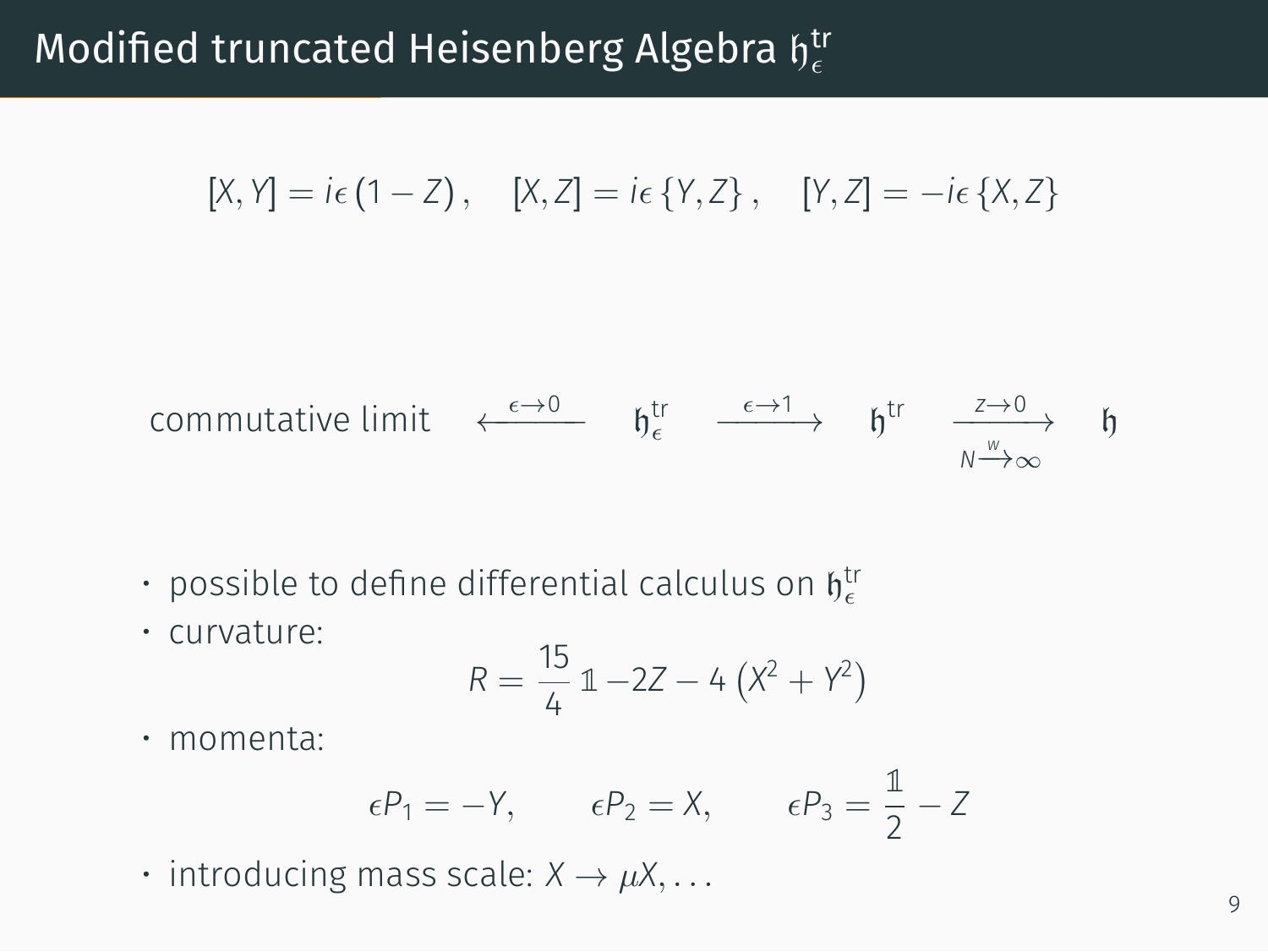# Modified truncated Heisenberg Algebra $\mathfrak{h}^{\text{tr}}_\epsilon$

$$[X,Y] = i\epsilon\,(1-Z)\,, \quad [X,Z] = i\epsilon\,\{Y,Z\}\,, \quad [Y,Z] = -i\epsilon\,\{X,Z\}$$

$$\text{commutative limit} \quad \xleftarrow{\epsilon\to 0} \quad \mathfrak{h}^{\text{tr}}_\epsilon \quad \xrightarrow{\epsilon\to 1} \quad \mathfrak{h}^{\text{tr}} \quad \xrightarrow[N\xrightarrow{w}\infty]{Z\to 0} \quad \mathfrak{h}$$

- possible to define differential calculus on $\mathfrak{h}^{\text{tr}}_\epsilon$
- curvature:

$$R = \frac{15}{4}\,\mathbb{1} - 2Z - 4\left(X^2 + Y^2\right)$$

- momenta:

$$\epsilon P_1 = -Y, \qquad \epsilon P_2 = X, \qquad \epsilon P_3 = \frac{\mathbb{1}}{2} - Z$$

- introducing mass scale: $X \to \mu X, \ldots$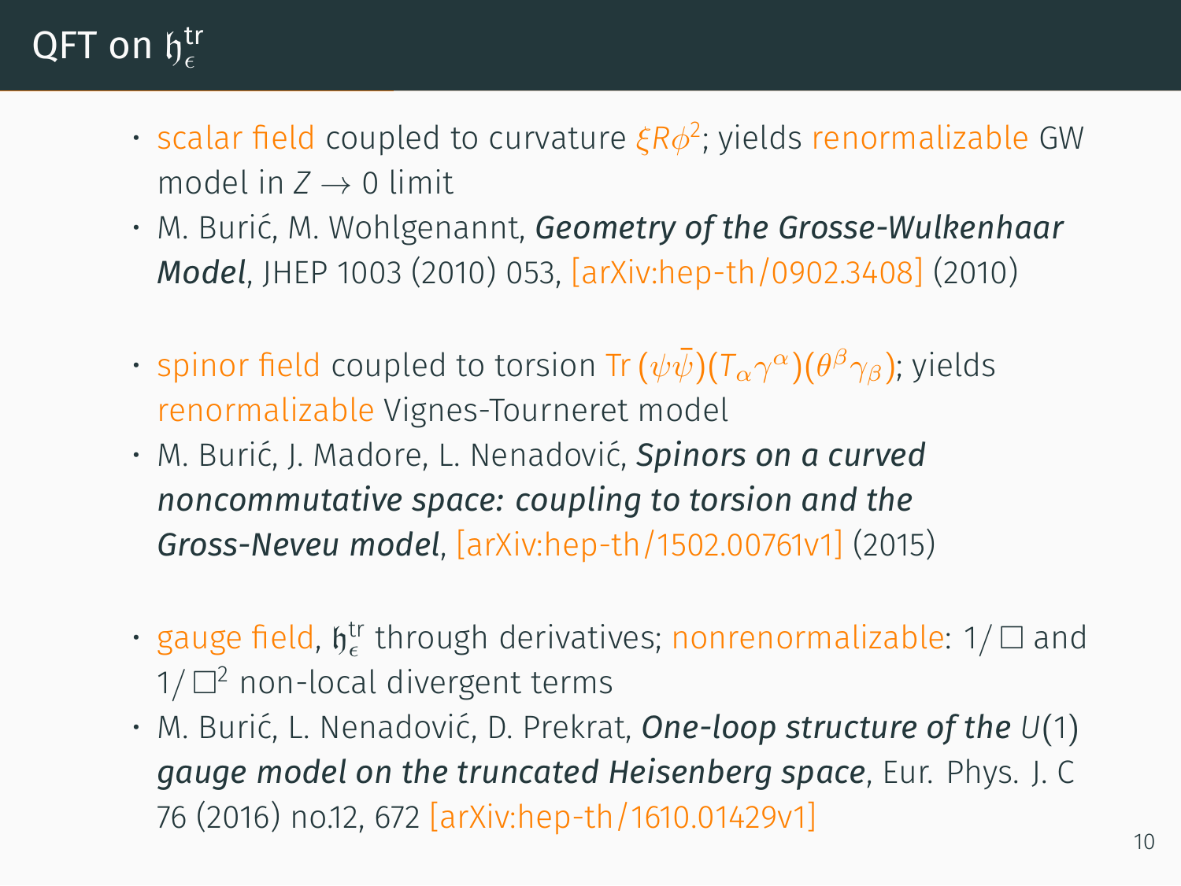# QFT on $\mathfrak{h}_\epsilon^{\mathrm{tr}}$

- scalar field coupled to curvature $\xi R\phi^2$; yields renormalizable GW model in $Z \to 0$ limit
- M. Burić, M. Wohlgenannt, ***Geometry of the Grosse-Wulkenhaar Model***, JHEP 1003 (2010) 053, [arXiv:hep-th/0902.3408] (2010)

- spinor field coupled to torsion $\mathrm{Tr}\,(\psi\bar{\psi})(T_\alpha\gamma^\alpha)(\theta^\beta\gamma_\beta)$; yields renormalizable Vignes-Tourneret model
- M. Burić, J. Madore, L. Nenadović, ***Spinors on a curved noncommutative space: coupling to torsion and the Gross-Neveu model***, [arXiv:hep-th/1502.00761v1] (2015)

- gauge field, $\mathfrak{h}_\epsilon^{\mathrm{tr}}$ through derivatives; nonrenormalizable: $1/\Box$ and $1/\Box^2$ non-local divergent terms
- M. Burić, L. Nenadović, D. Prekrat, ***One-loop structure of the $U(1)$ gauge model on the truncated Heisenberg space***, Eur. Phys. J. C 76 (2016) no.12, 672 [arXiv:hep-th/1610.01429v1]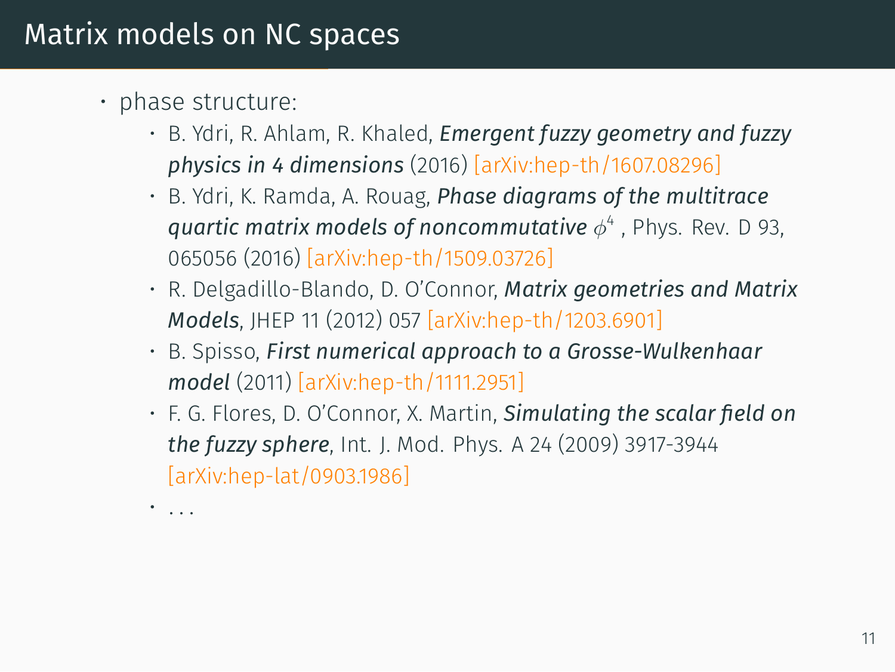# Matrix models on NC spaces

- phase structure:
  - B. Ydri, R. Ahlam, R. Khaled, ***Emergent fuzzy geometry and fuzzy physics in 4 dimensions*** (2016) [arXiv:hep-th/1607.08296]
  - B. Ydri, K. Ramda, A. Rouag, ***Phase diagrams of the multitrace quartic matrix models of noncommutative*** $\phi^4$ , Phys. Rev. D 93, 065056 (2016) [arXiv:hep-th/1509.03726]
  - R. Delgadillo-Blando, D. O'Connor, ***Matrix geometries and Matrix Models***, JHEP 11 (2012) 057 [arXiv:hep-th/1203.6901]
  - B. Spisso, ***First numerical approach to a Grosse-Wulkenhaar model*** (2011) [arXiv:hep-th/1111.2951]
  - F. G. Flores, D. O'Connor, X. Martin, ***Simulating the scalar field on the fuzzy sphere***, Int. J. Mod. Phys. A 24 (2009) 3917-3944 [arXiv:hep-lat/0903.1986]
  - ...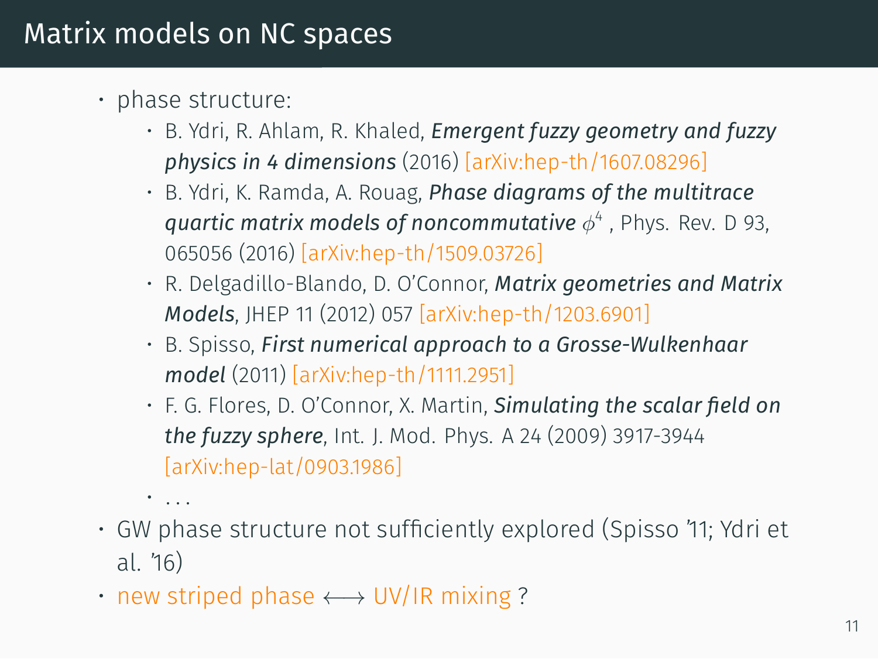# Matrix models on NC spaces

- phase structure:
  - B. Ydri, R. Ahlam, R. Khaled, ***Emergent fuzzy geometry and fuzzy physics in 4 dimensions*** (2016) [arXiv:hep-th/1607.08296]
  - B. Ydri, K. Ramda, A. Rouag, ***Phase diagrams of the multitrace quartic matrix models of noncommutative*** $\phi^4$ , Phys. Rev. D 93, 065056 (2016) [arXiv:hep-th/1509.03726]
  - R. Delgadillo-Blando, D. O'Connor, ***Matrix geometries and Matrix Models***, JHEP 11 (2012) 057 [arXiv:hep-th/1203.6901]
  - B. Spisso, ***First numerical approach to a Grosse-Wulkenhaar model*** (2011) [arXiv:hep-th/1111.2951]
  - F. G. Flores, D. O'Connor, X. Martin, ***Simulating the scalar field on the fuzzy sphere***, Int. J. Mod. Phys. A 24 (2009) 3917-3944 [arXiv:hep-lat/0903.1986]
  - ...
- GW phase structure not sufficiently explored (Spisso '11; Ydri et al. '16)
- new striped phase $\longleftrightarrow$ UV/IR mixing ?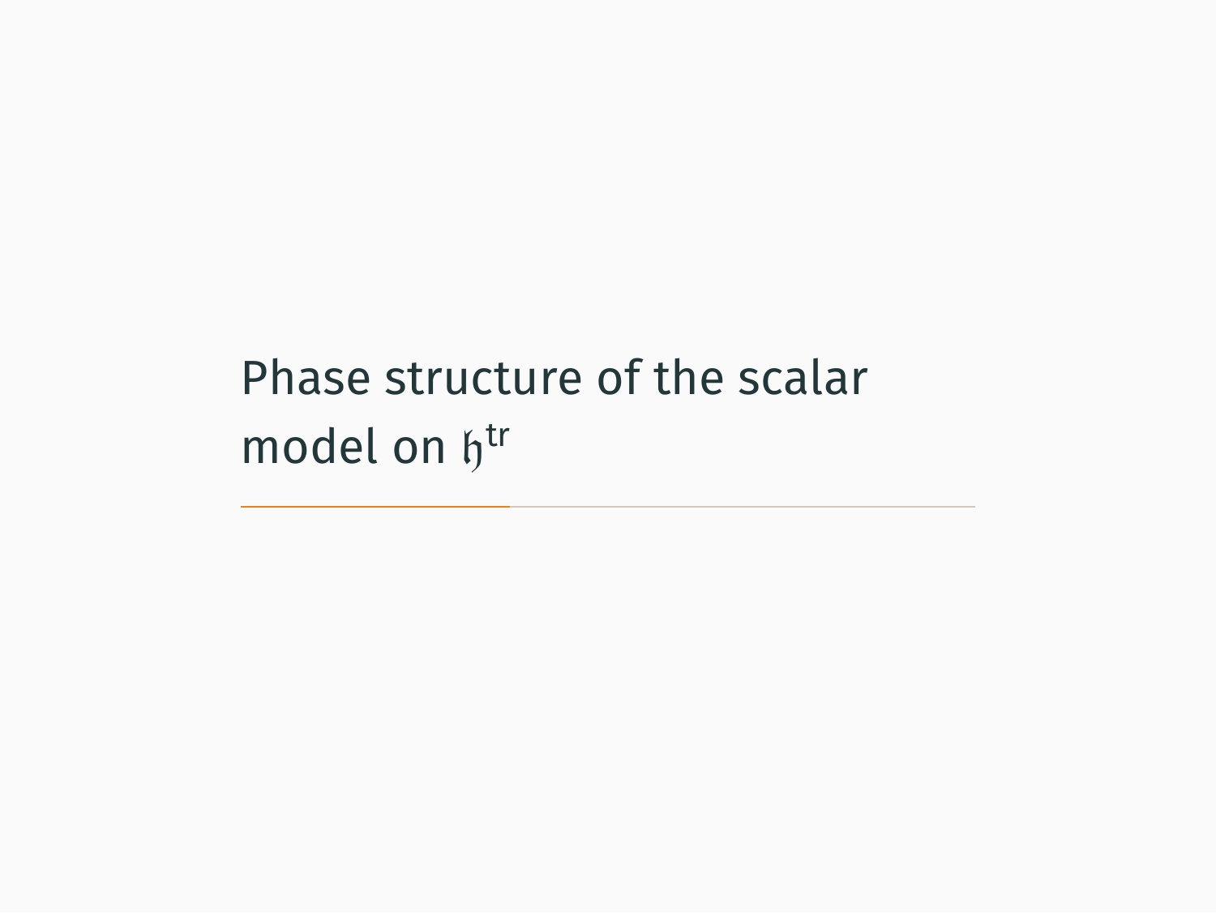# Phase structure of the scalar model on $\mathfrak{h}^{\mathrm{tr}}$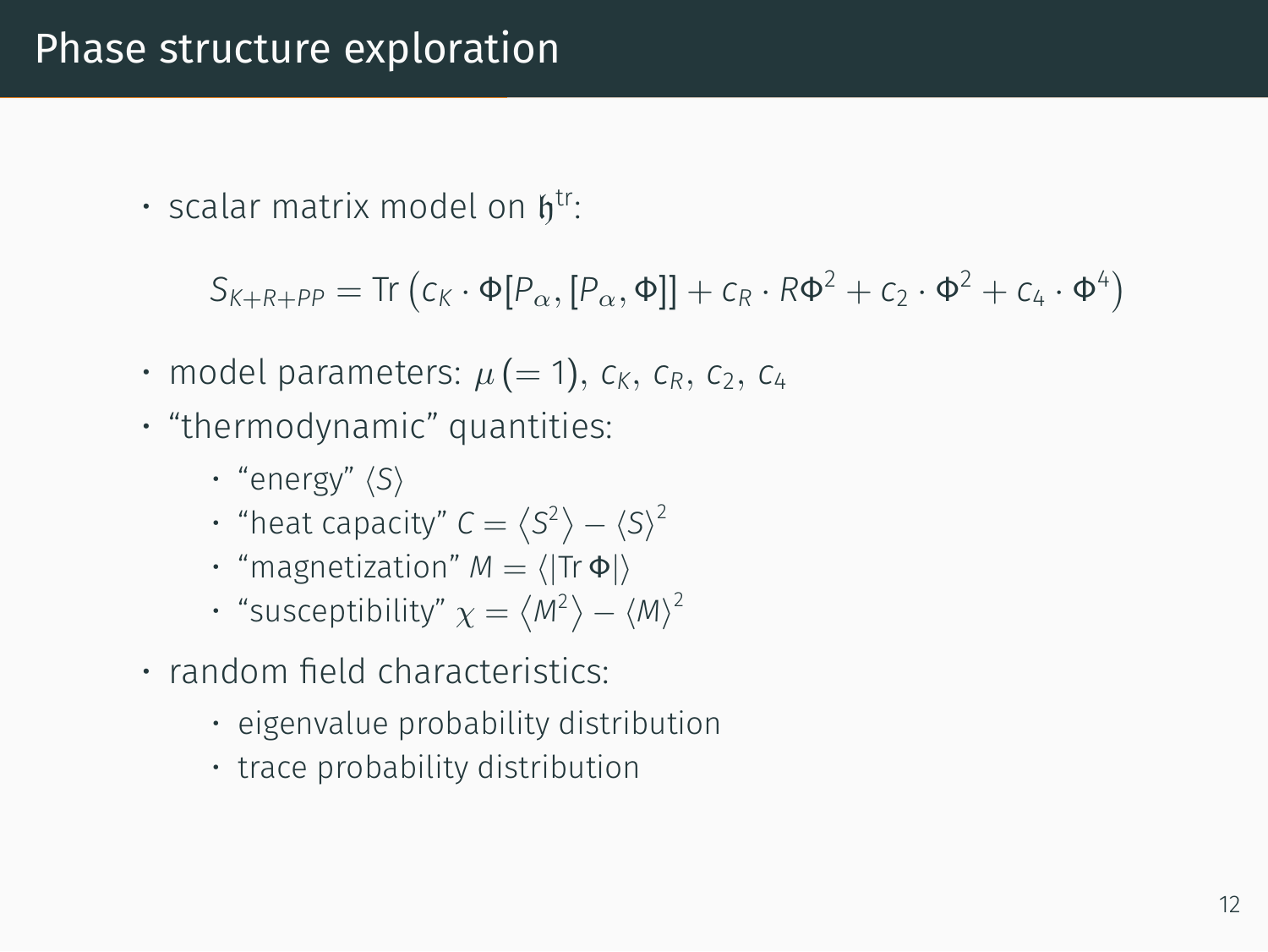# Phase structure exploration

- scalar matrix model on $\mathfrak{h}^{\text{tr}}$:

$$S_{K+R+PP} = \text{Tr}\left(c_K \cdot \Phi[P_\alpha,[P_\alpha,\Phi]] + c_R \cdot R\Phi^2 + c_2 \cdot \Phi^2 + c_4 \cdot \Phi^4\right)$$

- model parameters: $\mu\,(=1)$, $c_K$, $c_R$, $c_2$, $c_4$
- "thermodynamic" quantities:
  - "energy" $\langle S \rangle$
  - "heat capacity" $C = \left\langle S^2 \right\rangle - \langle S \rangle^2$
  - "magnetization" $M = \langle |\text{Tr}\,\Phi| \rangle$
  - "susceptibility" $\chi = \left\langle M^2 \right\rangle - \langle M \rangle^2$
- random field characteristics:
  - eigenvalue probability distribution
  - trace probability distribution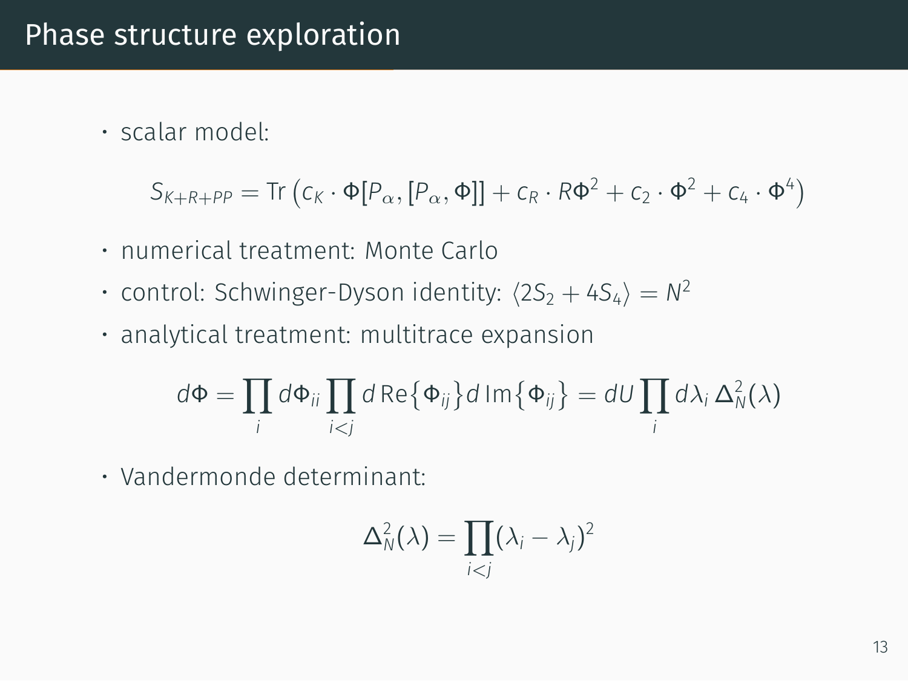# Phase structure exploration

- scalar model:

$$S_{K+R+PP} = \mathrm{Tr}\left(c_K \cdot \Phi[P_\alpha,[P_\alpha,\Phi]] + c_R \cdot R\Phi^2 + c_2 \cdot \Phi^2 + c_4 \cdot \Phi^4\right)$$

- numerical treatment: Monte Carlo
- control: Schwinger-Dyson identity: $\langle 2S_2 + 4S_4 \rangle = N^2$
- analytical treatment: multitrace expansion

$$d\Phi = \prod_i d\Phi_{ii} \prod_{i<j} d\,\mathrm{Re}\{\Phi_{ij}\} d\,\mathrm{Im}\{\Phi_{ij}\} = dU \prod_i d\lambda_i\, \Delta_N^2(\lambda)$$

- Vandermonde determinant:

$$\Delta_N^2(\lambda) = \prod_{i<j} (\lambda_i - \lambda_j)^2$$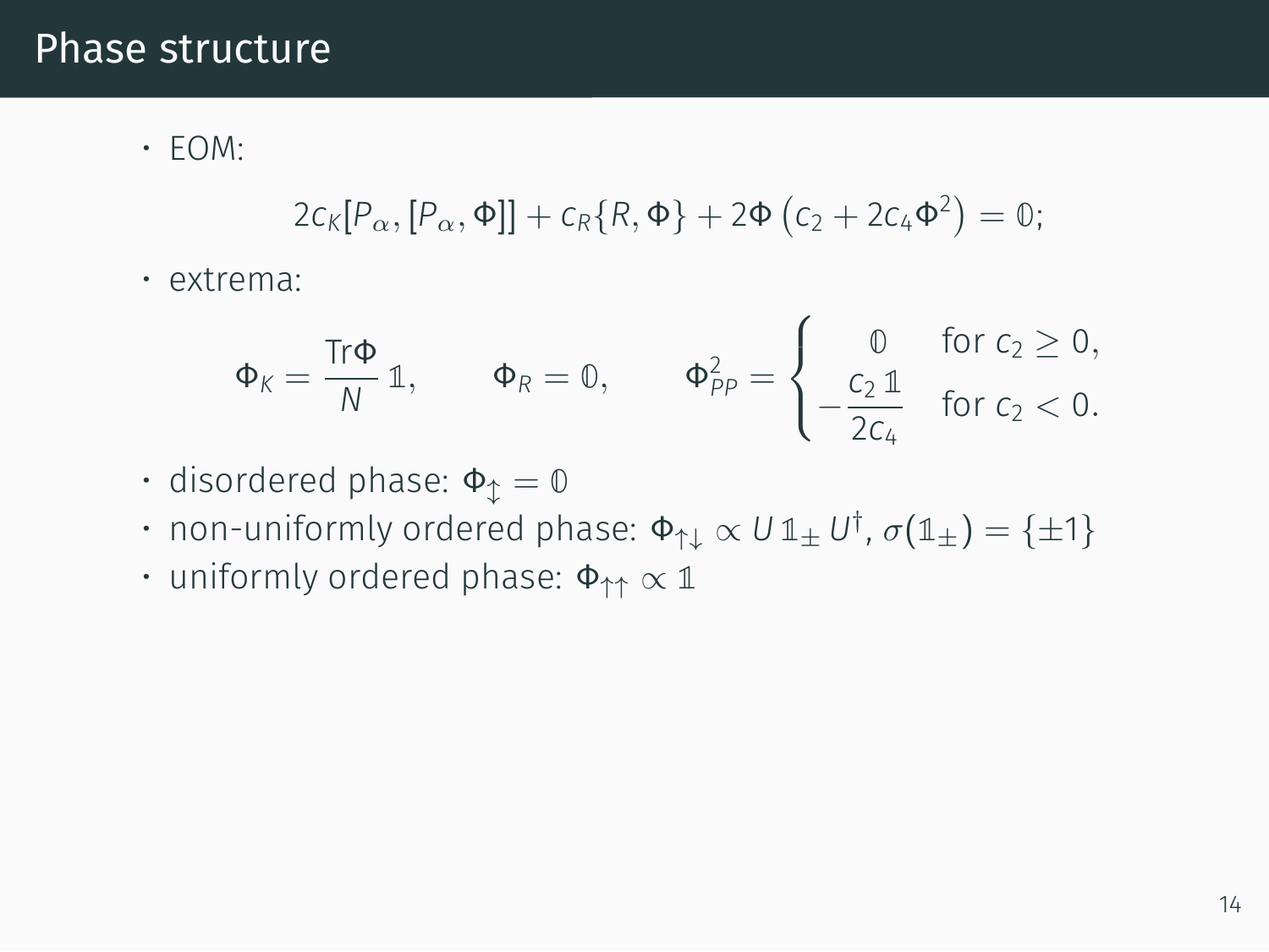# Phase structure

- EOM:

$$2c_K[P_\alpha,[P_\alpha,\Phi]] + c_R\{R,\Phi\} + 2\Phi\left(c_2 + 2c_4\Phi^2\right) = \mathbb{0};$$

- extrema:

$$\Phi_K = \frac{\mathrm{Tr}\Phi}{N}\,\mathbb{1}, \qquad \Phi_R = \mathbb{0}, \qquad \Phi_{PP}^2 = \begin{cases} \mathbb{0} & \text{for } c_2 \geq 0, \\ -\dfrac{c_2\,\mathbb{1}}{2c_4} & \text{for } c_2 < 0. \end{cases}$$

- disordered phase: $\Phi_{\updownarrow} = \mathbb{0}$
- non-uniformly ordered phase: $\Phi_{\uparrow\downarrow} \propto U\,\mathbb{1}_\pm\,U^\dagger$, $\sigma(\mathbb{1}_\pm) = \{\pm 1\}$
- uniformly ordered phase: $\Phi_{\uparrow\uparrow} \propto \mathbb{1}$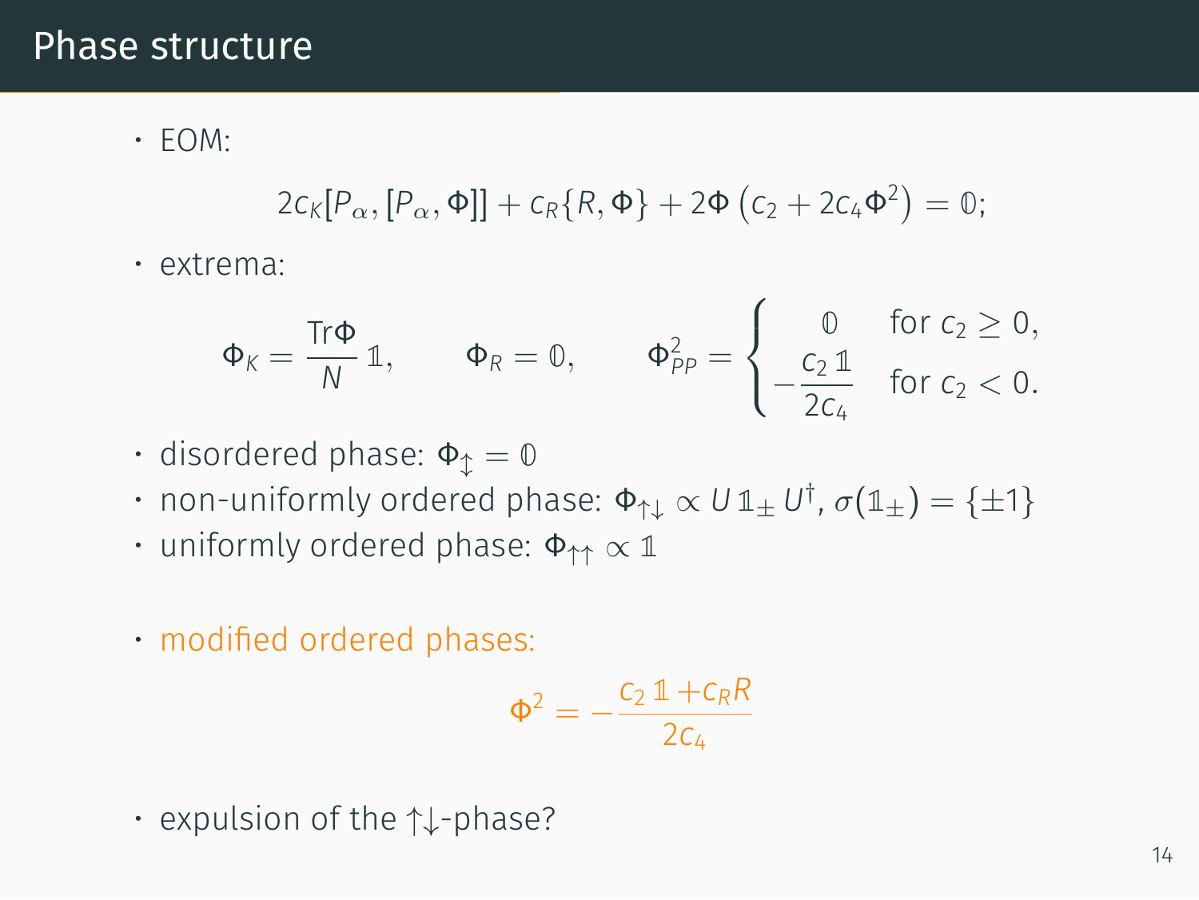# Phase structure

- EOM:

$$2c_K[P_\alpha,[P_\alpha,\Phi]] + c_R\{R,\Phi\} + 2\Phi\left(c_2 + 2c_4\Phi^2\right) = \mathbb{0};$$

- extrema:

$$\Phi_K = \frac{\mathrm{Tr}\Phi}{N}\,\mathbb{1}, \qquad \Phi_R = \mathbb{0}, \qquad \Phi_{PP}^2 = \begin{cases} \mathbb{0} & \text{for } c_2 \geq 0, \\ -\dfrac{c_2\,\mathbb{1}}{2c_4} & \text{for } c_2 < 0. \end{cases}$$

- disordered phase: $\Phi_{\updownarrow} = \mathbb{0}$
- non-uniformly ordered phase: $\Phi_{\uparrow\downarrow} \propto U\,\mathbb{1}_\pm\,U^\dagger$, $\sigma(\mathbb{1}_\pm) = \{\pm 1\}$
- uniformly ordered phase: $\Phi_{\uparrow\uparrow} \propto \mathbb{1}$

- modified ordered phases:

$$\Phi^2 = -\frac{c_2\,\mathbb{1} + c_R R}{2c_4}$$

- expulsion of the $\uparrow\downarrow$-phase?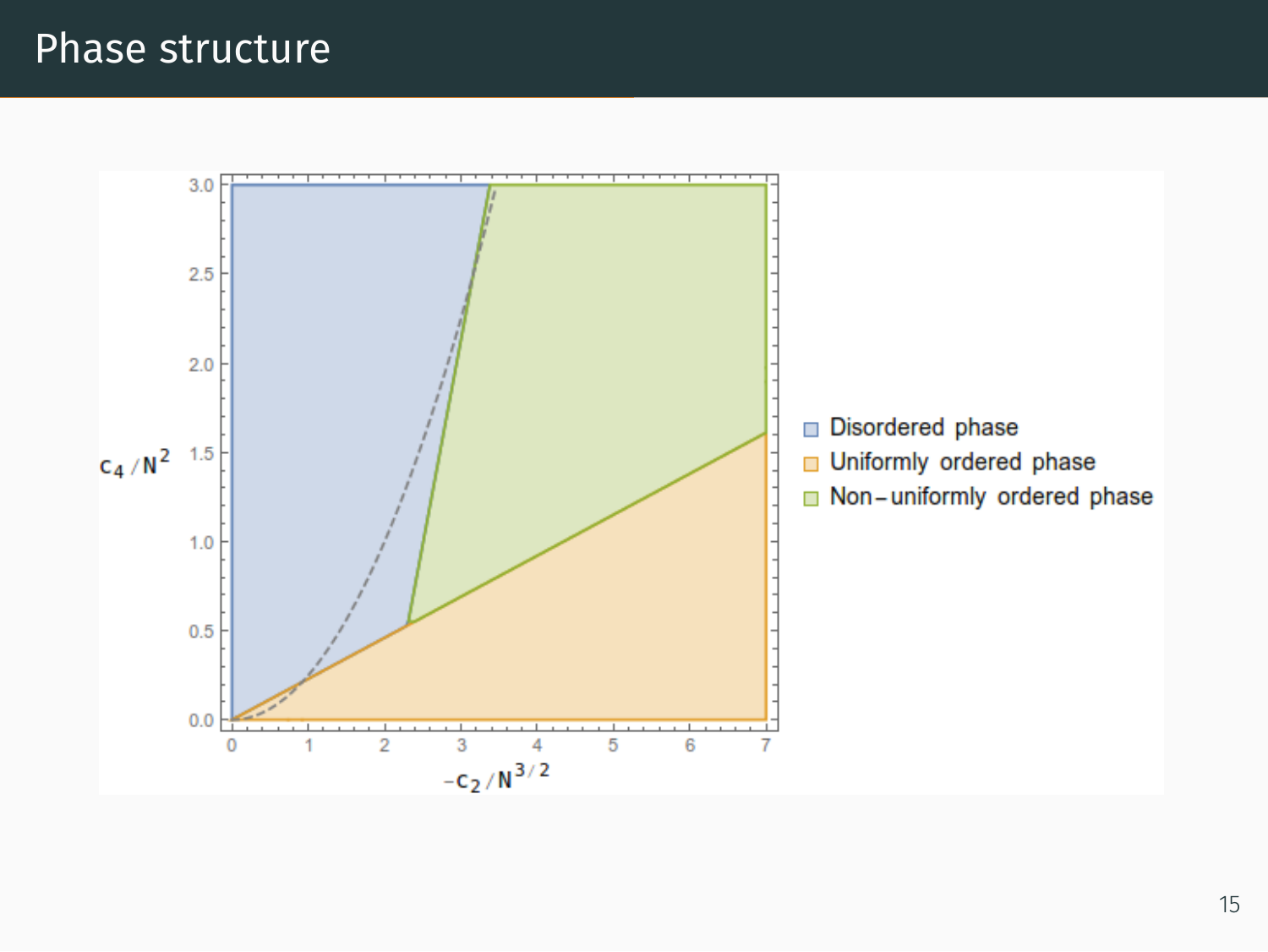# Phase structure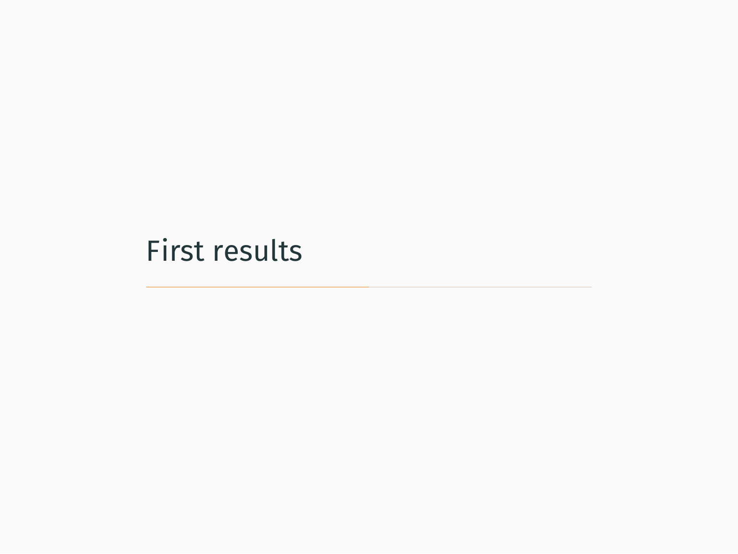# First results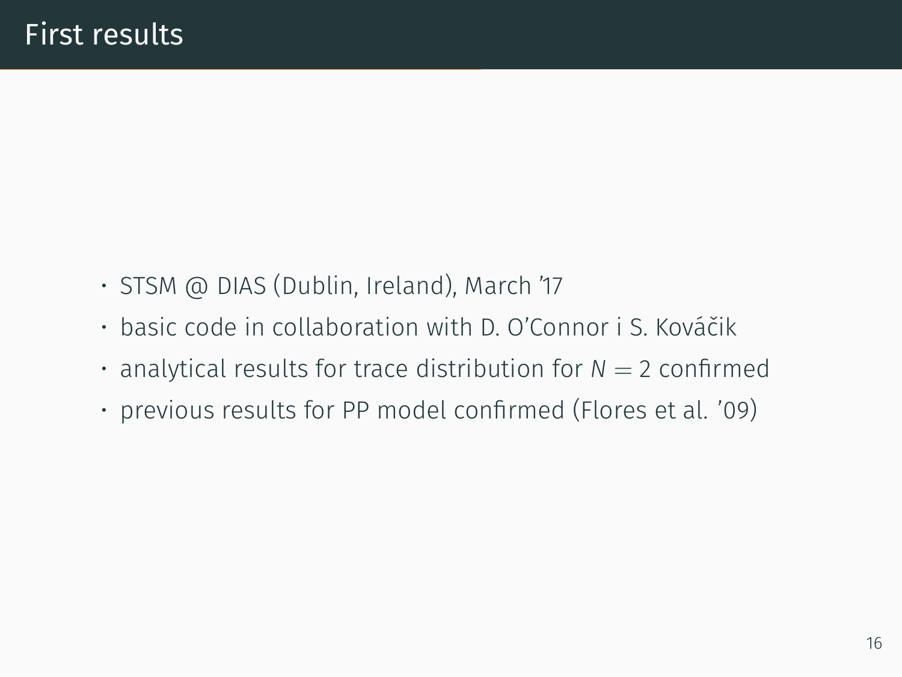# First results

- STSM @ DIAS (Dublin, Ireland), March '17
- basic code in collaboration with D. O'Connor i S. Kováčik
- analytical results for trace distribution for $N = 2$ confirmed
- previous results for PP model confirmed (Flores et al. '09)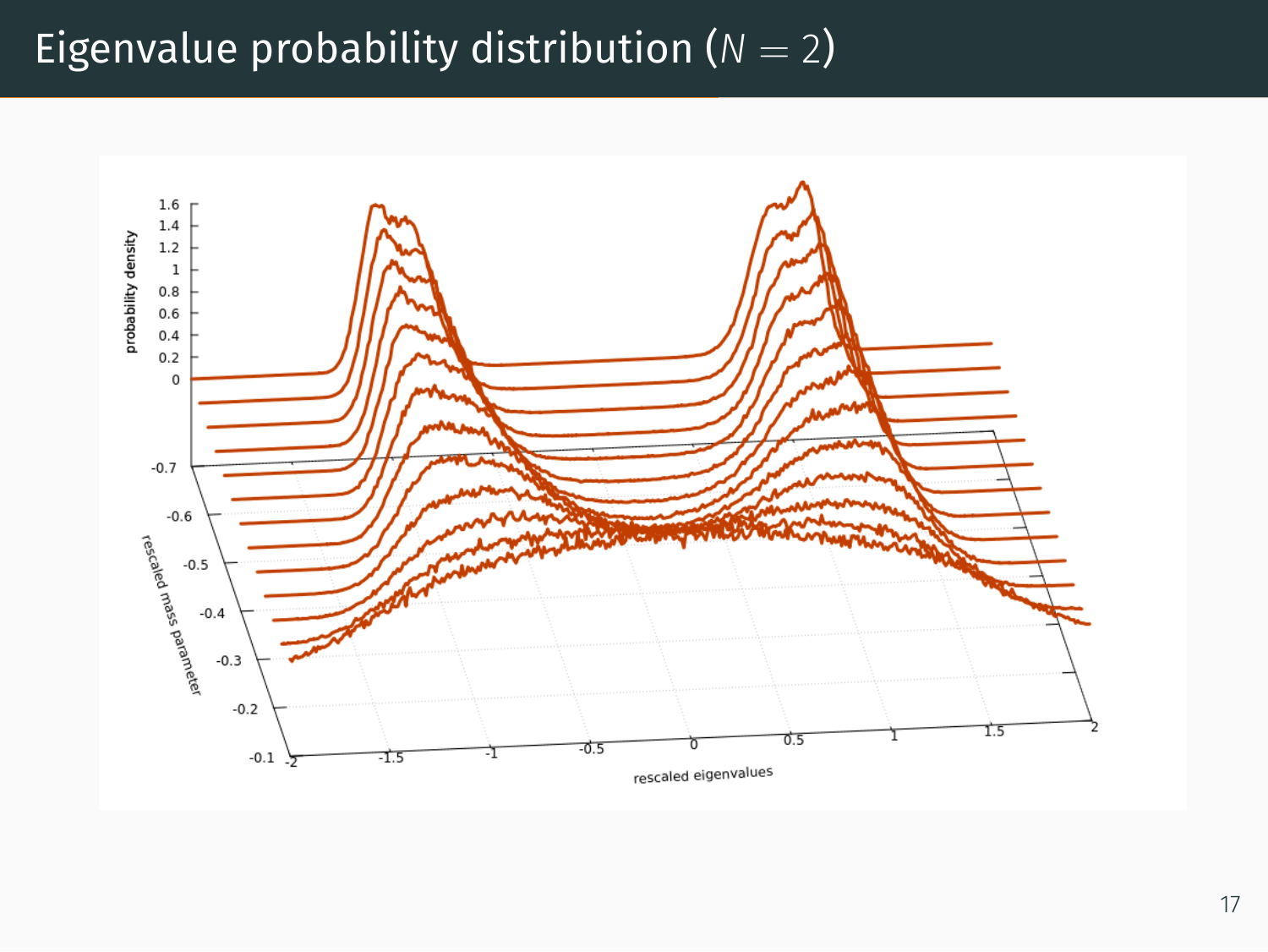# Eigenvalue probability distribution ($N = 2$)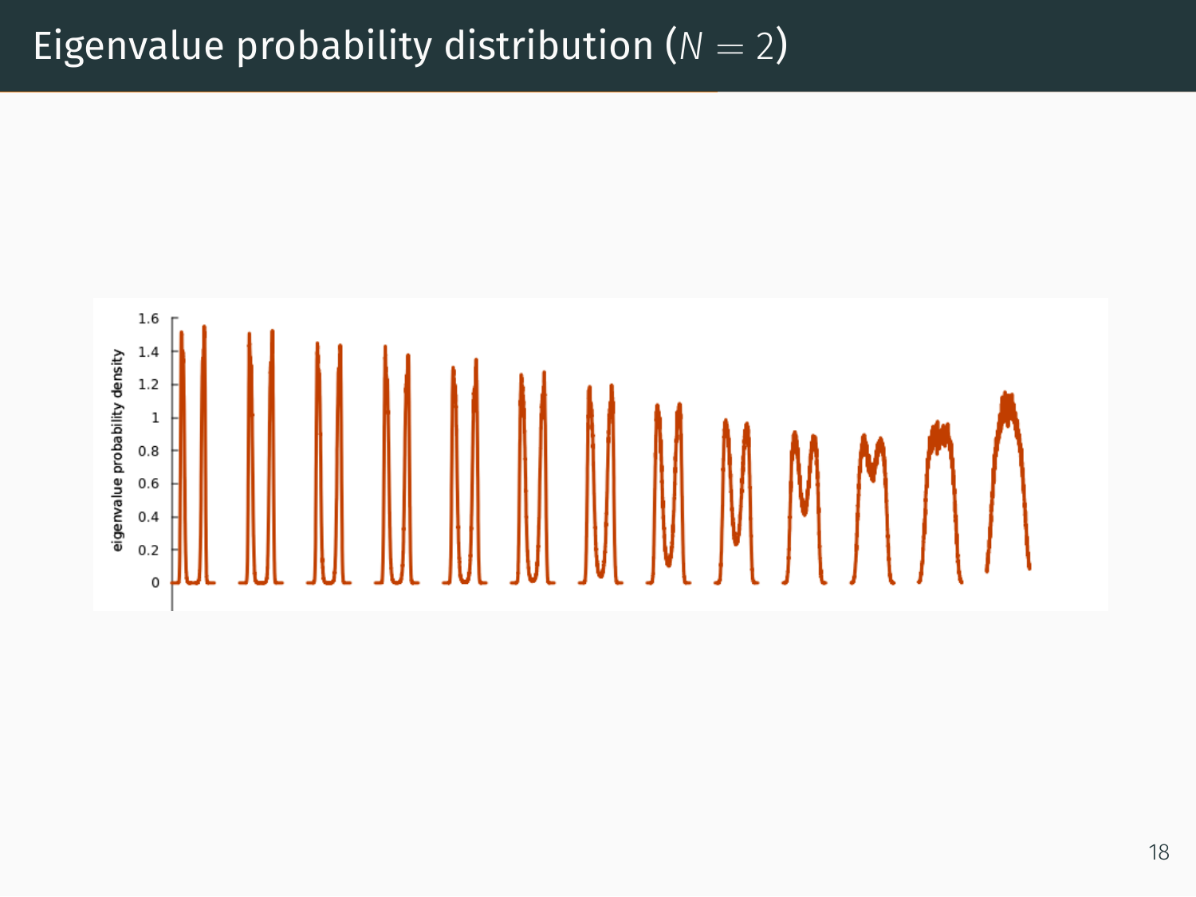# Eigenvalue probability distribution ($N = 2$)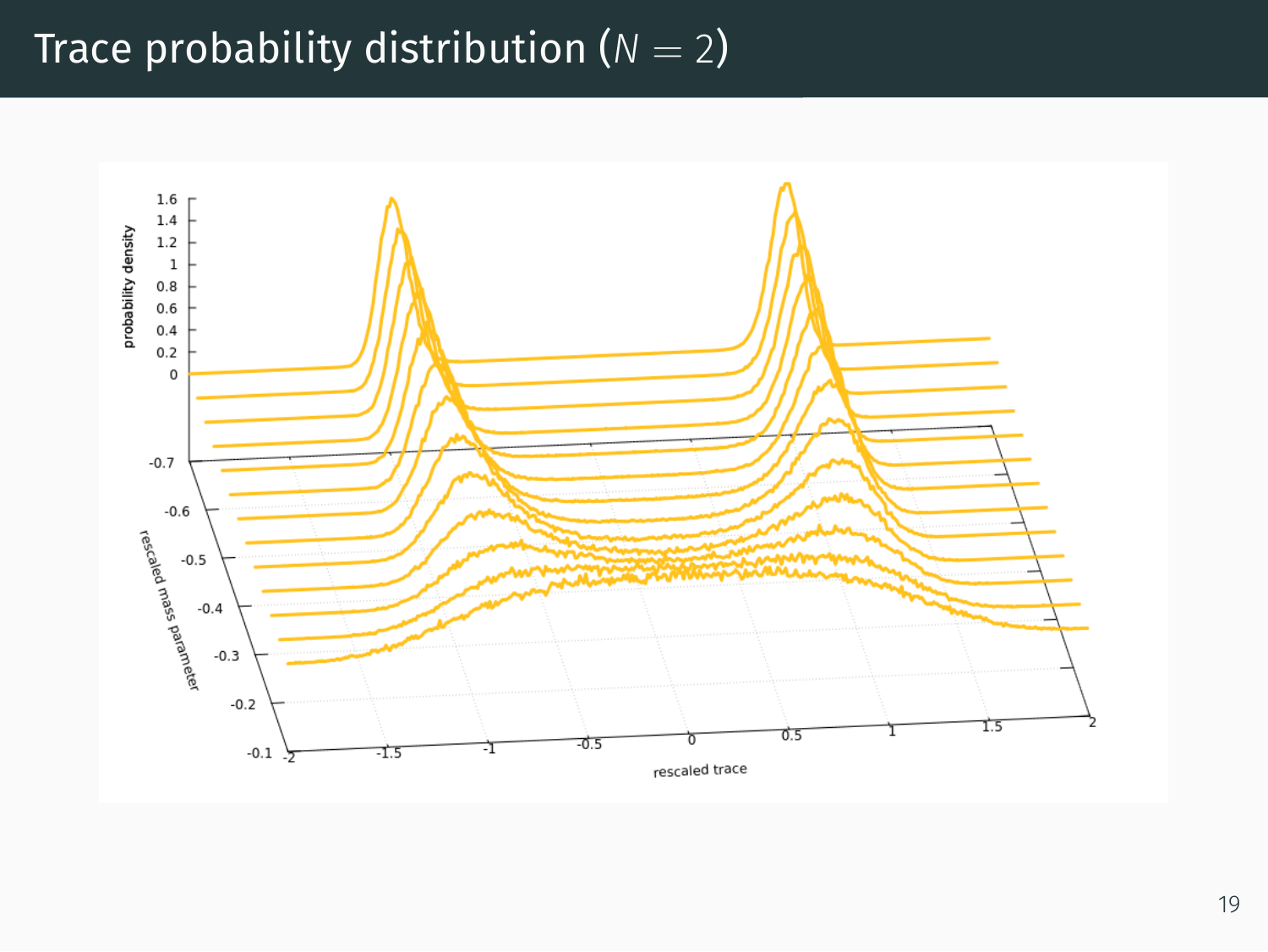# Trace probability distribution ($N = 2$)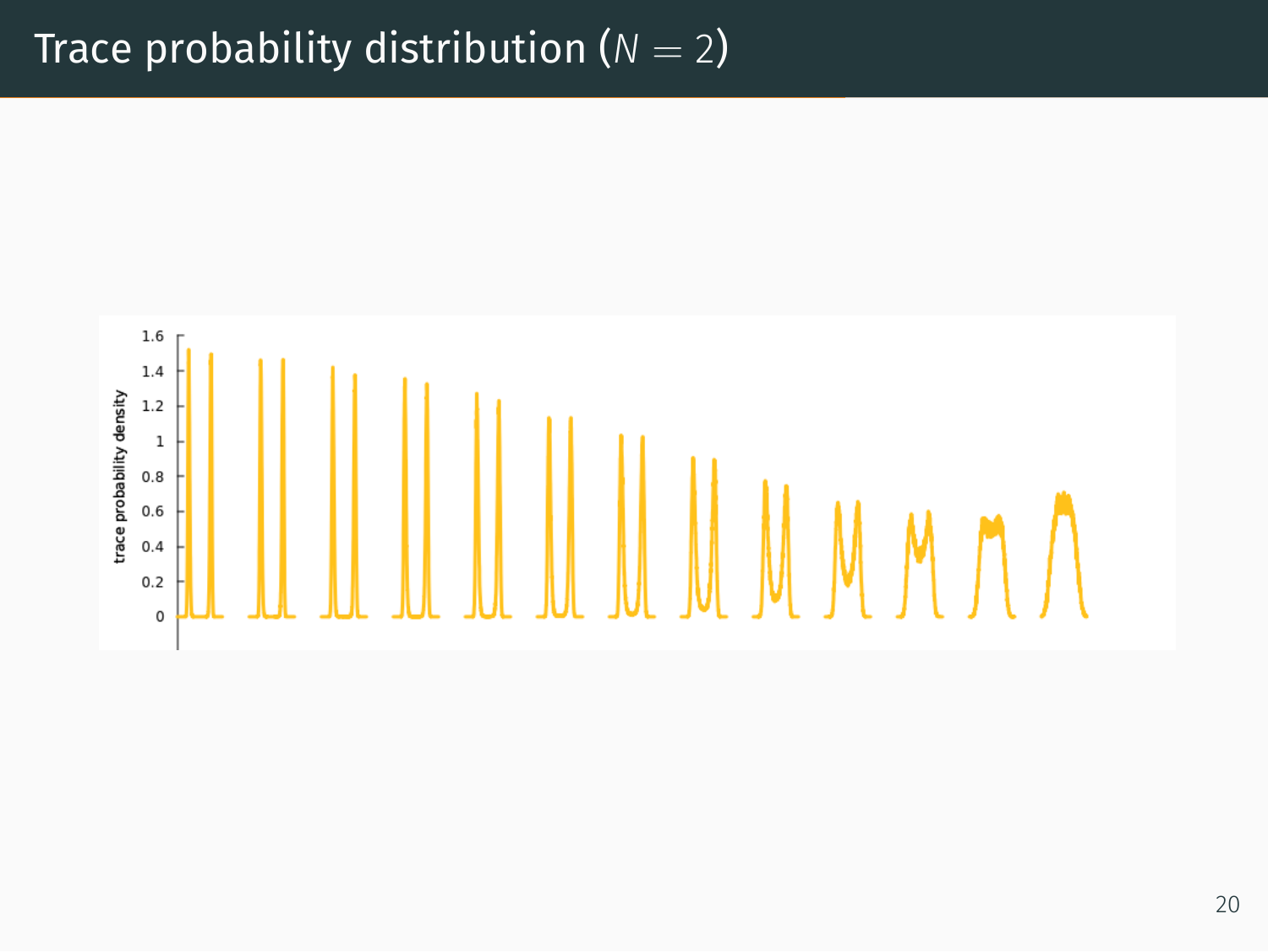# Trace probability distribution ($N = 2$)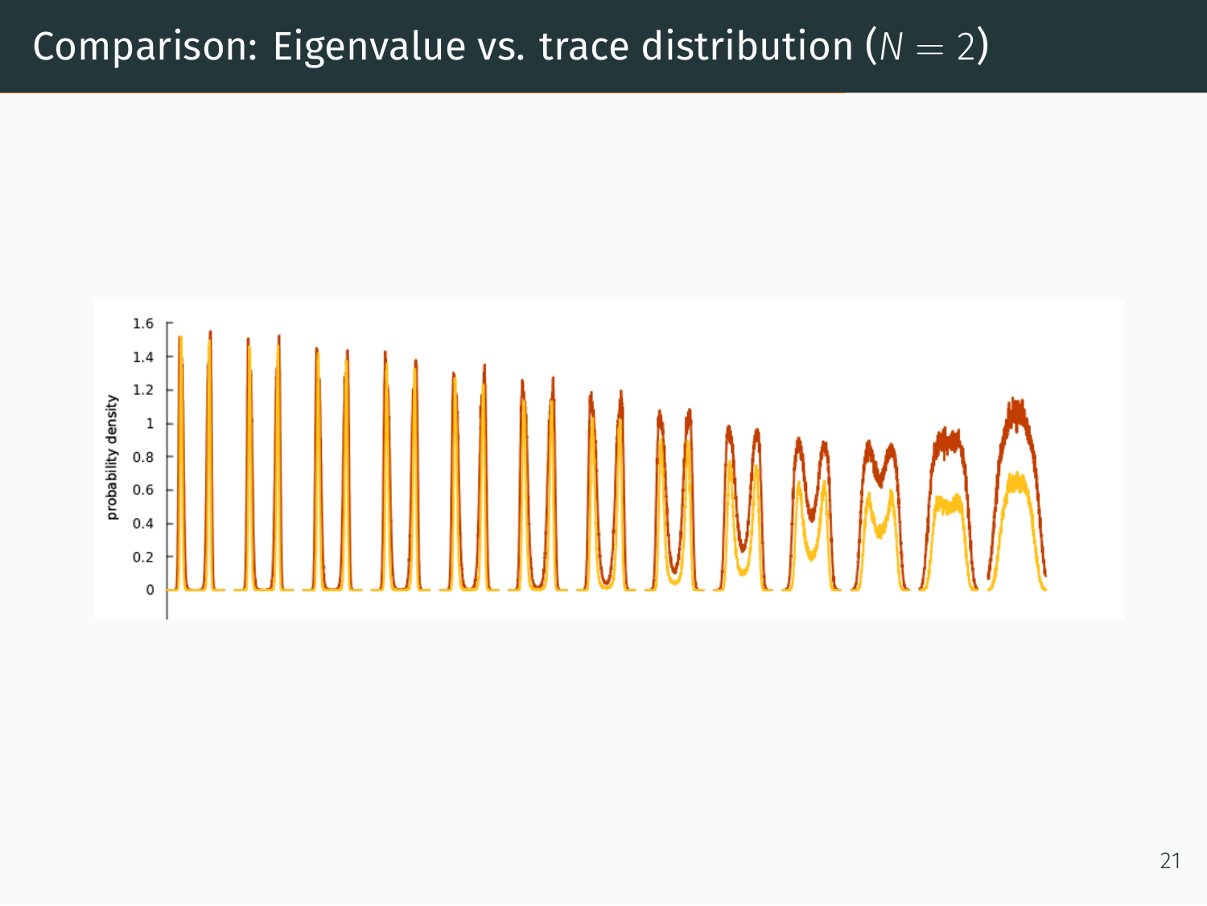# Comparison: Eigenvalue vs. trace distribution ($N = 2$)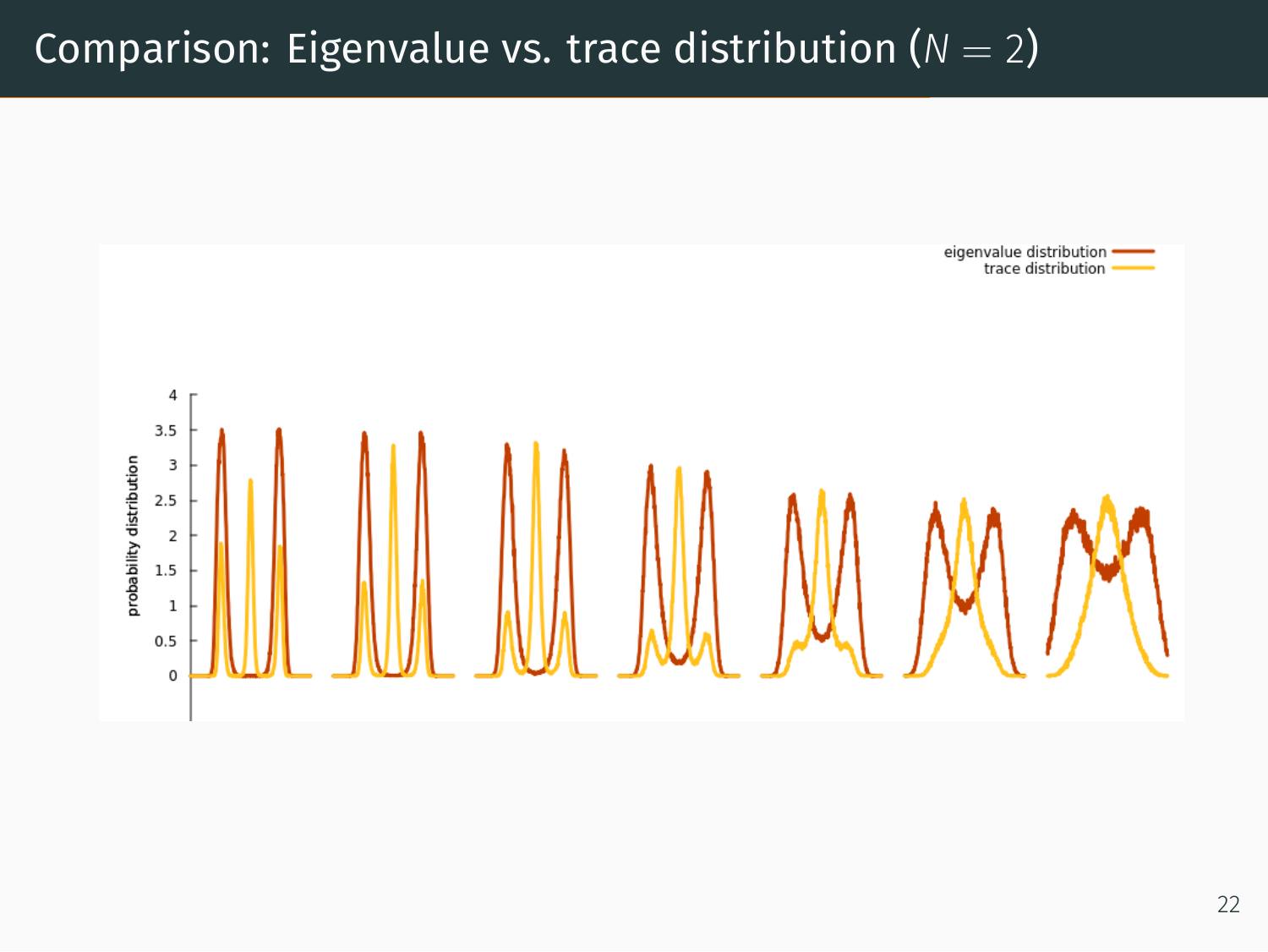# Comparison: Eigenvalue vs. trace distribution ($N = 2$)

eigenvalue distribution
trace distribution

probability distribution

0, 0.5, 1, 1.5, 2, 2.5, 3, 3.5, 4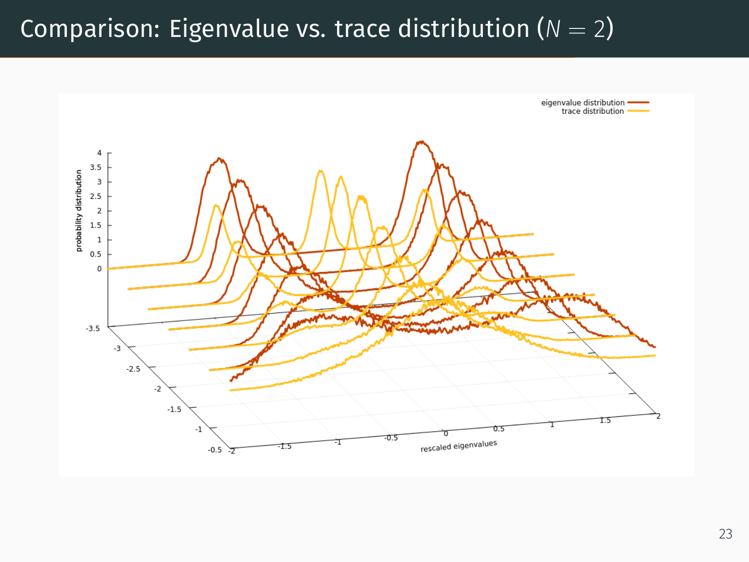# Comparison: Eigenvalue vs. trace distribution ($N = 2$)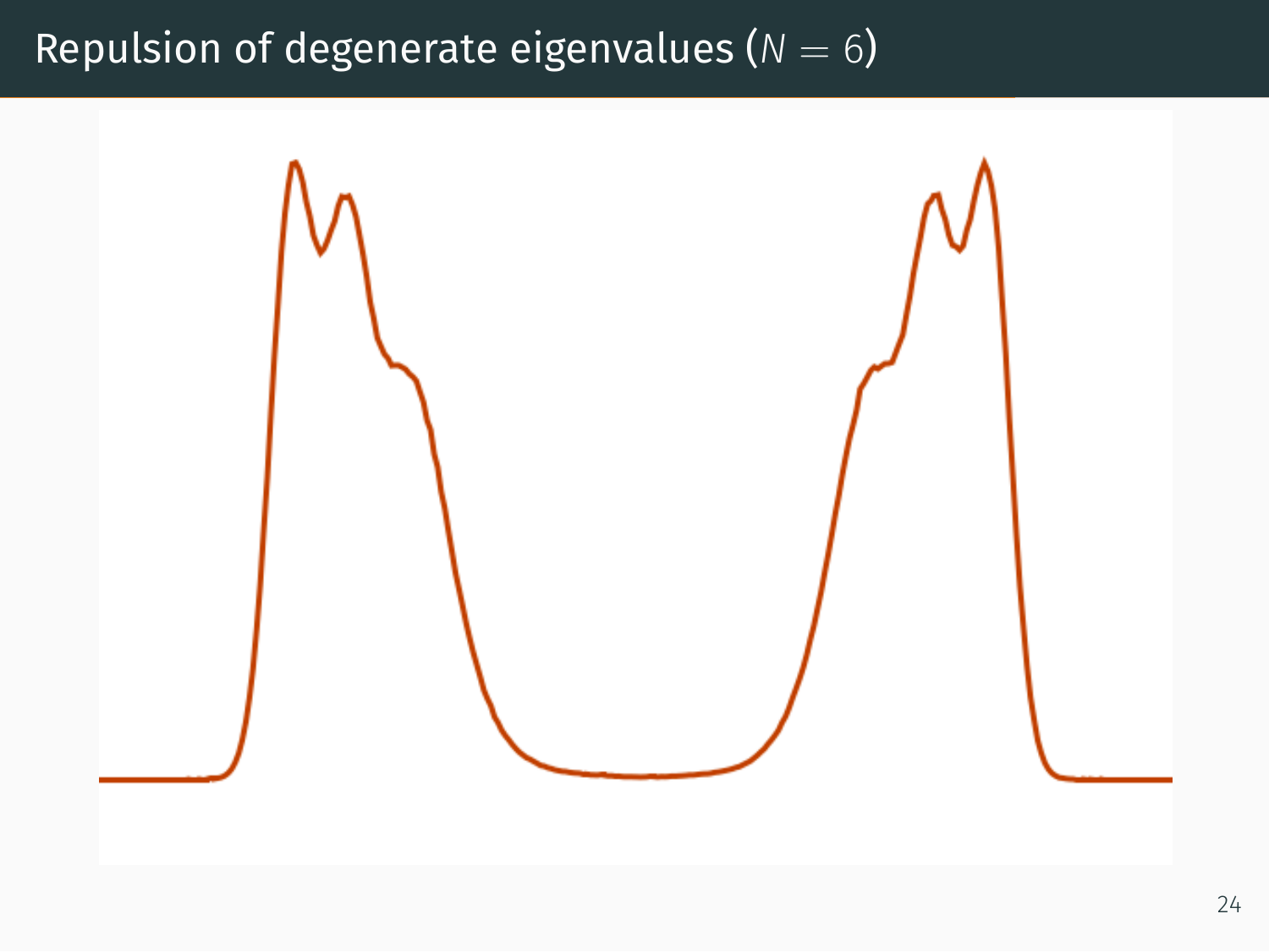# Repulsion of degenerate eigenvalues ($N = 6$)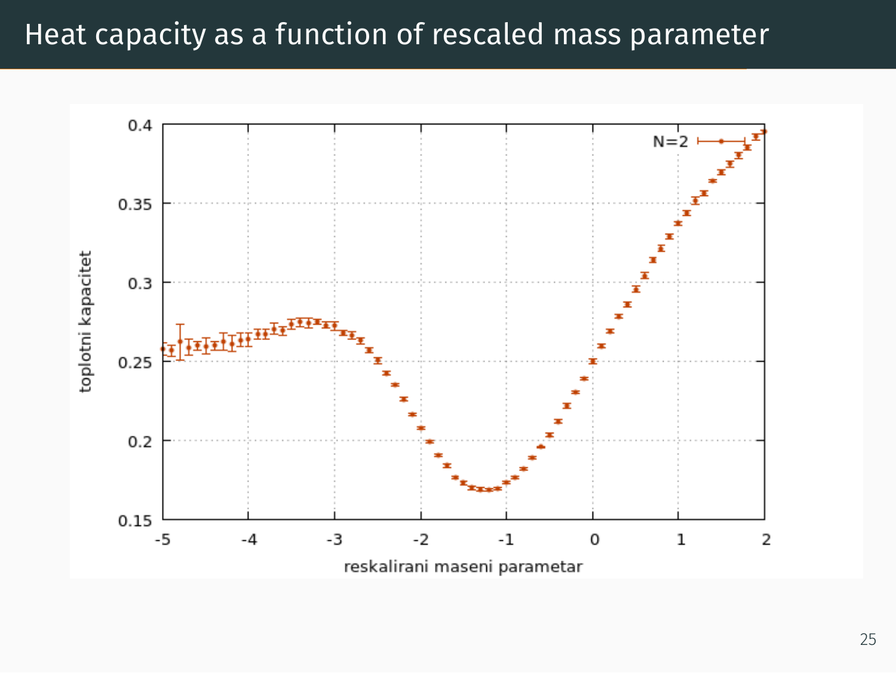# Heat capacity as a function of rescaled mass parameter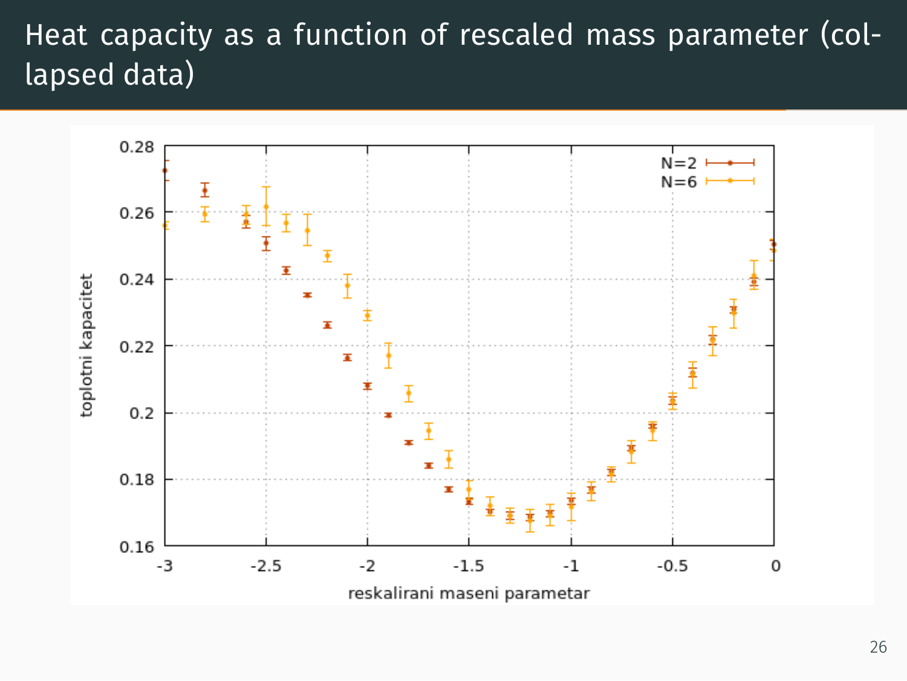# Heat capacity as a function of rescaled mass parameter (collapsed data)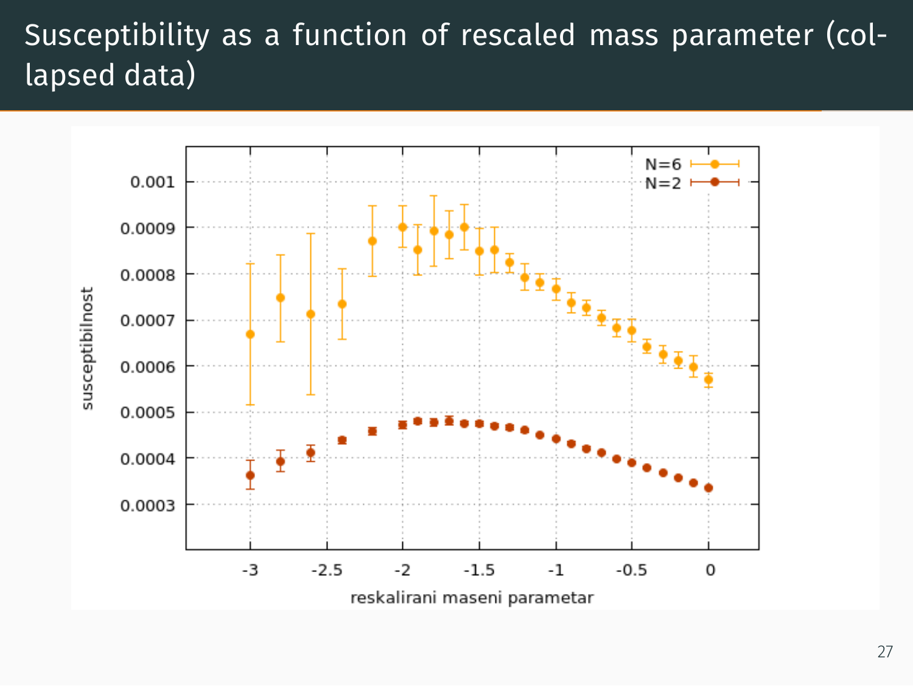# Susceptibility as a function of rescaled mass parameter (collapsed data)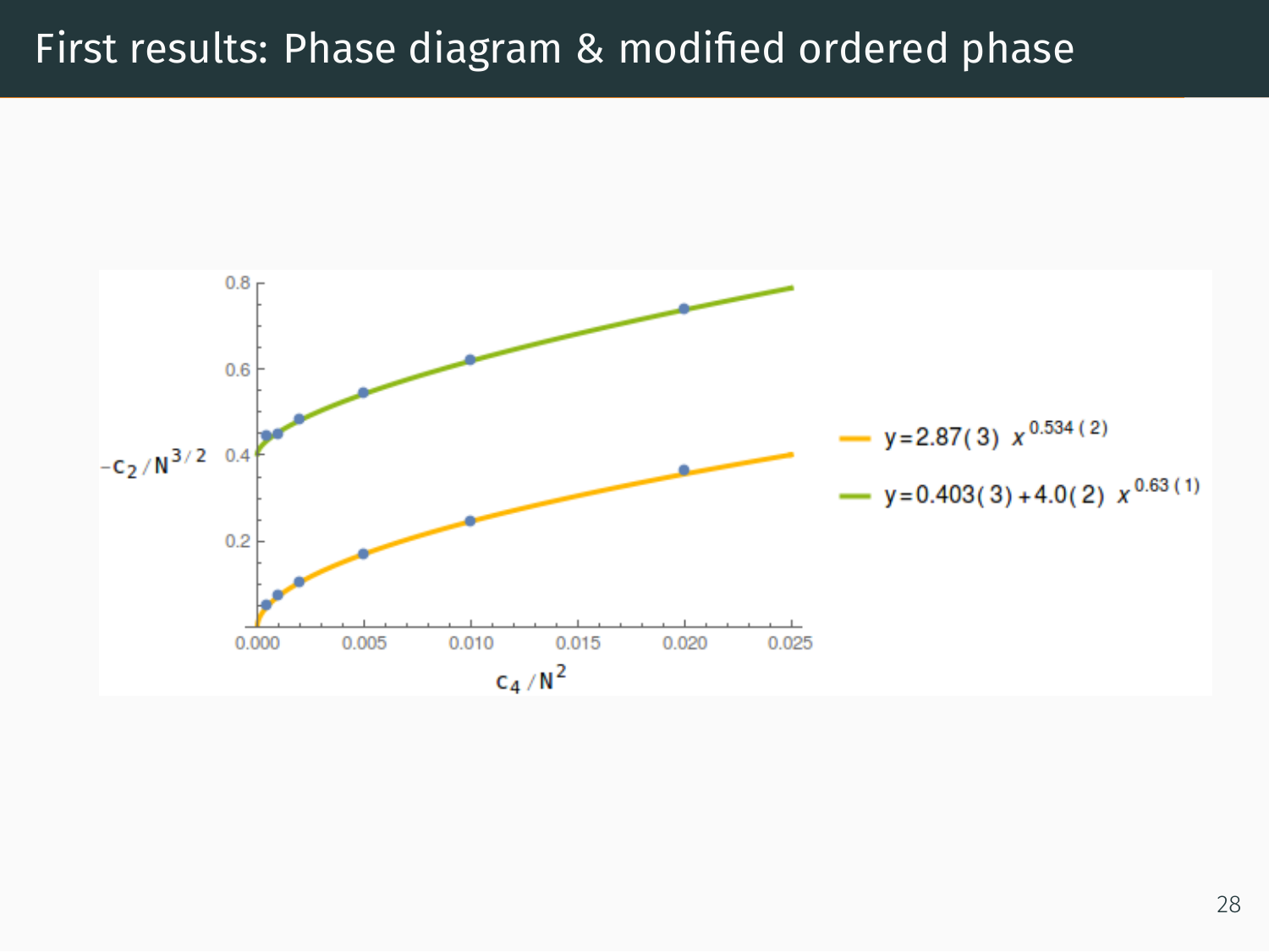# First results: Phase diagram & modified ordered phase

Axes: $-c_2/N^{3/2}$ (vertical), $c_4/N^2$ (horizontal)

- $y = 2.87(3)\ x^{0.534(2)}$
- $y = 0.403(3) + 4.0(2)\ x^{0.63(1)}$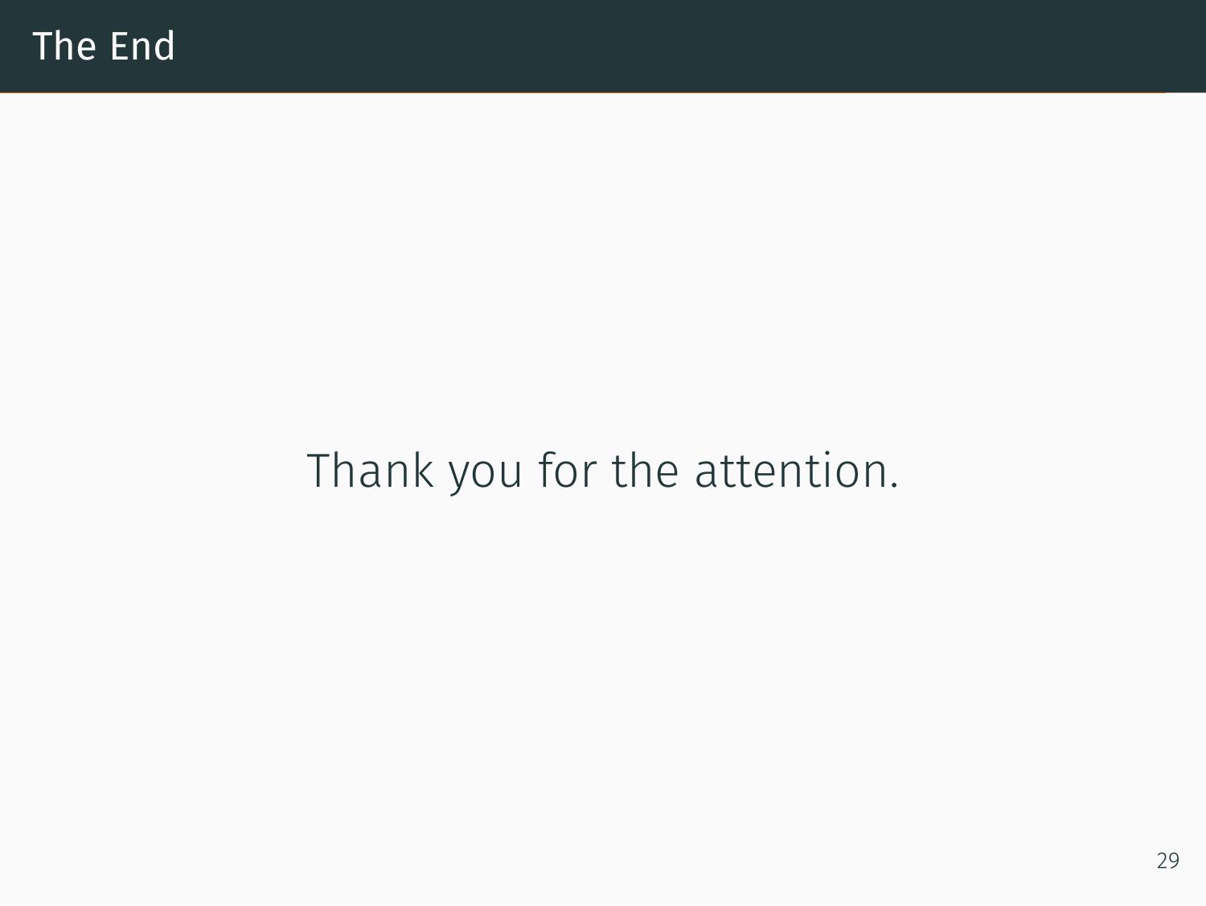# The End

Thank you for the attention.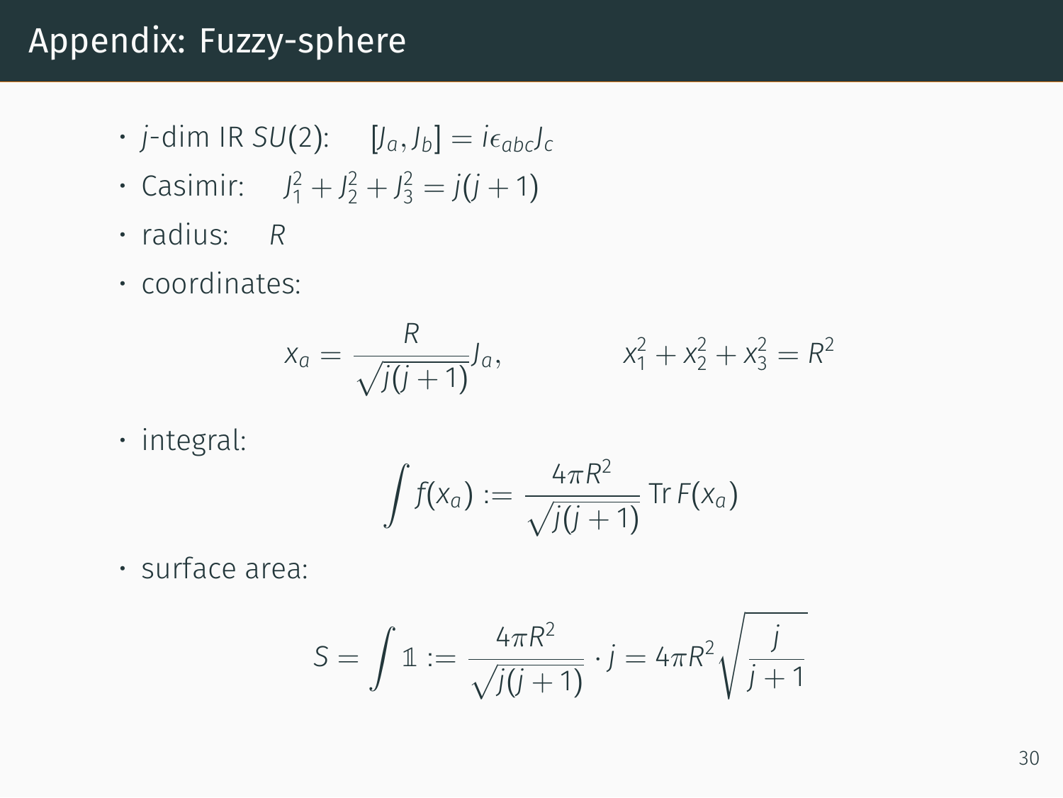# Appendix: Fuzzy-sphere

- $j$-dim IR $SU(2)$: $[J_a, J_b] = i\epsilon_{abc}J_c$
- Casimir: $J_1^2 + J_2^2 + J_3^2 = j(j+1)$
- radius: $R$
- coordinates:

$$x_a = \frac{R}{\sqrt{j(j+1)}} J_a, \qquad x_1^2 + x_2^2 + x_3^2 = R^2$$

- integral:

$$\int f(x_a) := \frac{4\pi R^2}{\sqrt{j(j+1)}} \operatorname{Tr} F(x_a)$$

- surface area:

$$S = \int \mathbb{1} := \frac{4\pi R^2}{\sqrt{j(j+1)}} \cdot j = 4\pi R^2 \sqrt{\frac{j}{j+1}}$$